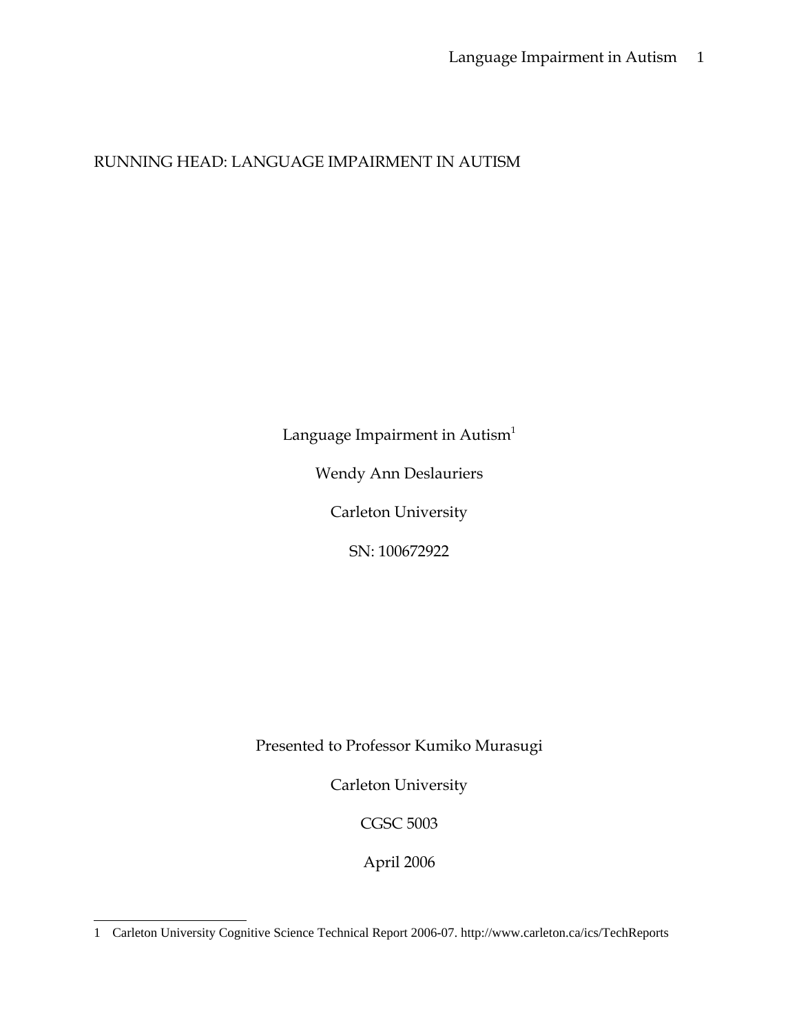RUNNING HEAD: LANGUAGE IMPAIRMENT IN AUTISM

# Language Impairment in Autism[1]

Wendy Ann Deslauriers

Carleton University

SN: 100672922

Presented to Professor Kumiko Murasugi

Carleton University

CGSC 5003

April 2006

---

1 Carleton University Cognitive Science Technical Report 2006-07. http://www.carleton.ca/ics/TechReports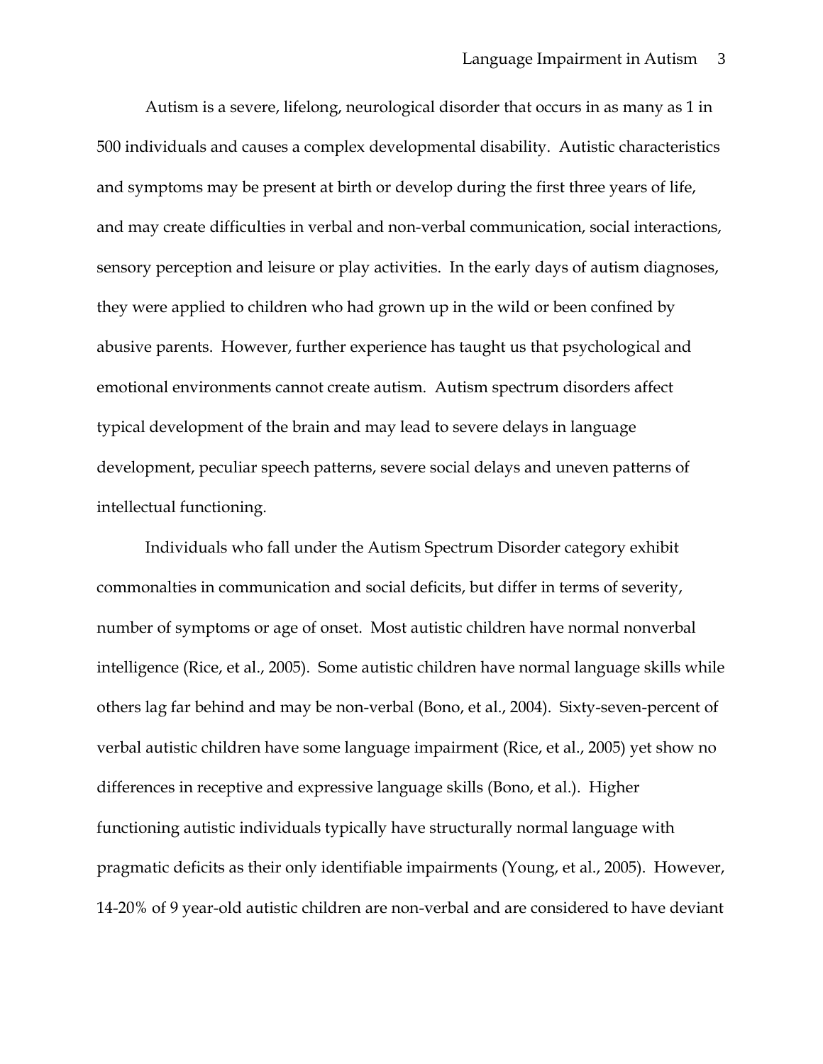Autism is a severe, lifelong, neurological disorder that occurs in as many as 1 in 500 individuals and causes a complex developmental disability. Autistic characteristics and symptoms may be present at birth or develop during the first three years of life, and may create difficulties in verbal and non-verbal communication, social interactions, sensory perception and leisure or play activities. In the early days of autism diagnoses, they were applied to children who had grown up in the wild or been confined by abusive parents. However, further experience has taught us that psychological and emotional environments cannot create autism. Autism spectrum disorders affect typical development of the brain and may lead to severe delays in language development, peculiar speech patterns, severe social delays and uneven patterns of intellectual functioning.

Individuals who fall under the Autism Spectrum Disorder category exhibit commonalties in communication and social deficits, but differ in terms of severity, number of symptoms or age of onset. Most autistic children have normal nonverbal intelligence (Rice, et al., 2005). Some autistic children have normal language skills while others lag far behind and may be non-verbal (Bono, et al., 2004). Sixty-seven-percent of verbal autistic children have some language impairment (Rice, et al., 2005) yet show no differences in receptive and expressive language skills (Bono, et al.). Higher functioning autistic individuals typically have structurally normal language with pragmatic deficits as their only identifiable impairments (Young, et al., 2005). However, 14-20% of 9 year-old autistic children are non-verbal and are considered to have deviant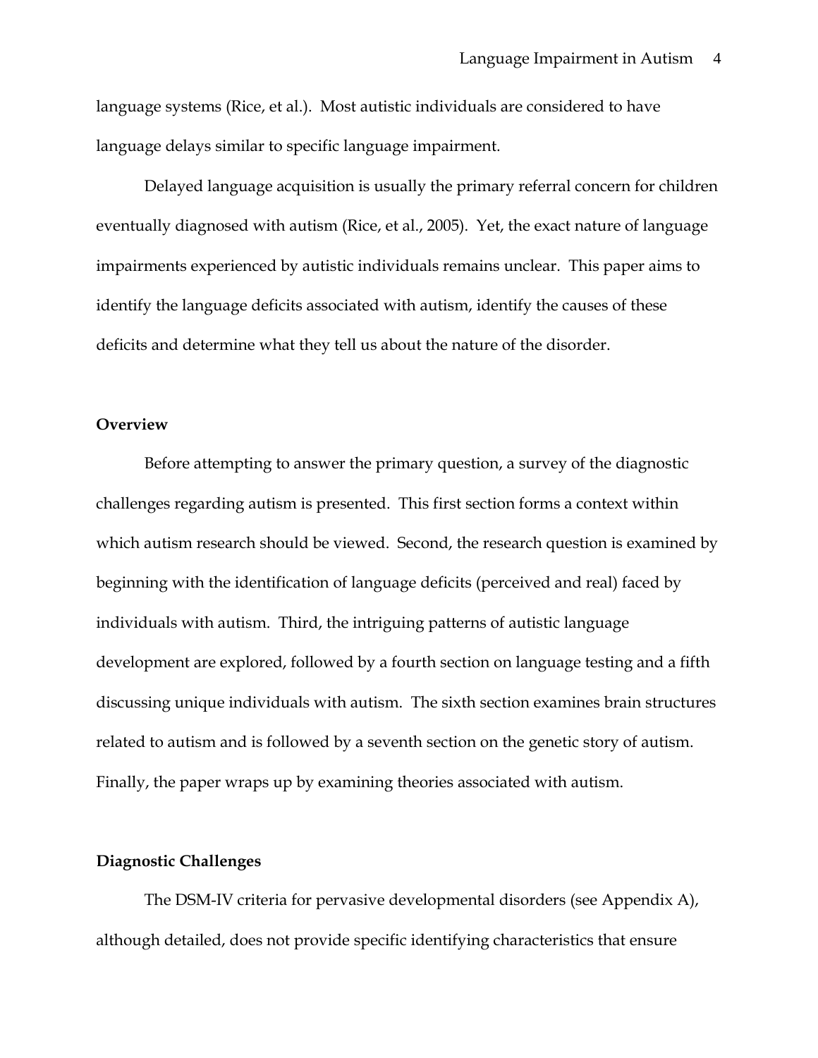language systems (Rice, et al.). Most autistic individuals are considered to have language delays similar to specific language impairment.

Delayed language acquisition is usually the primary referral concern for children eventually diagnosed with autism (Rice, et al., 2005). Yet, the exact nature of language impairments experienced by autistic individuals remains unclear. This paper aims to identify the language deficits associated with autism, identify the causes of these deficits and determine what they tell us about the nature of the disorder.

**Overview**

Before attempting to answer the primary question, a survey of the diagnostic challenges regarding autism is presented. This first section forms a context within which autism research should be viewed. Second, the research question is examined by beginning with the identification of language deficits (perceived and real) faced by individuals with autism. Third, the intriguing patterns of autistic language development are explored, followed by a fourth section on language testing and a fifth discussing unique individuals with autism. The sixth section examines brain structures related to autism and is followed by a seventh section on the genetic story of autism. Finally, the paper wraps up by examining theories associated with autism.

**Diagnostic Challenges**

The DSM-IV criteria for pervasive developmental disorders (see Appendix A), although detailed, does not provide specific identifying characteristics that ensure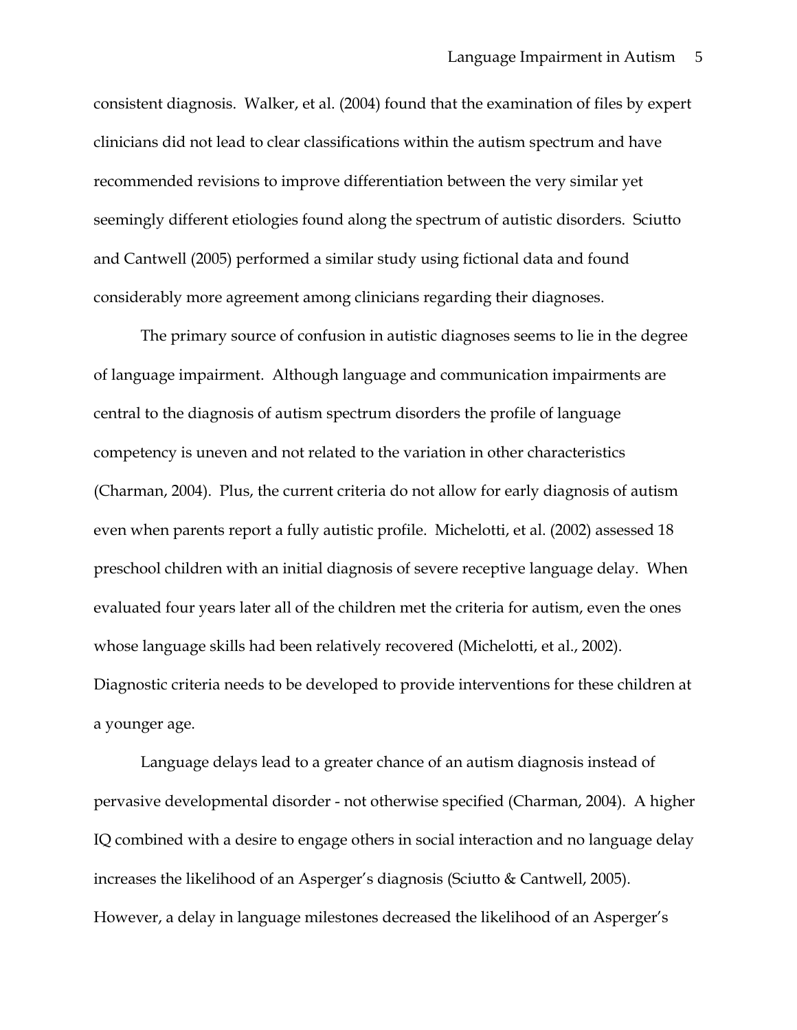consistent diagnosis. Walker, et al. (2004) found that the examination of files by expert clinicians did not lead to clear classifications within the autism spectrum and have recommended revisions to improve differentiation between the very similar yet seemingly different etiologies found along the spectrum of autistic disorders. Sciutto and Cantwell (2005) performed a similar study using fictional data and found considerably more agreement among clinicians regarding their diagnoses.

The primary source of confusion in autistic diagnoses seems to lie in the degree of language impairment. Although language and communication impairments are central to the diagnosis of autism spectrum disorders the profile of language competency is uneven and not related to the variation in other characteristics (Charman, 2004). Plus, the current criteria do not allow for early diagnosis of autism even when parents report a fully autistic profile. Michelotti, et al. (2002) assessed 18 preschool children with an initial diagnosis of severe receptive language delay. When evaluated four years later all of the children met the criteria for autism, even the ones whose language skills had been relatively recovered (Michelotti, et al., 2002). Diagnostic criteria needs to be developed to provide interventions for these children at a younger age.

Language delays lead to a greater chance of an autism diagnosis instead of pervasive developmental disorder - not otherwise specified (Charman, 2004). A higher IQ combined with a desire to engage others in social interaction and no language delay increases the likelihood of an Asperger's diagnosis (Sciutto & Cantwell, 2005). However, a delay in language milestones decreased the likelihood of an Asperger's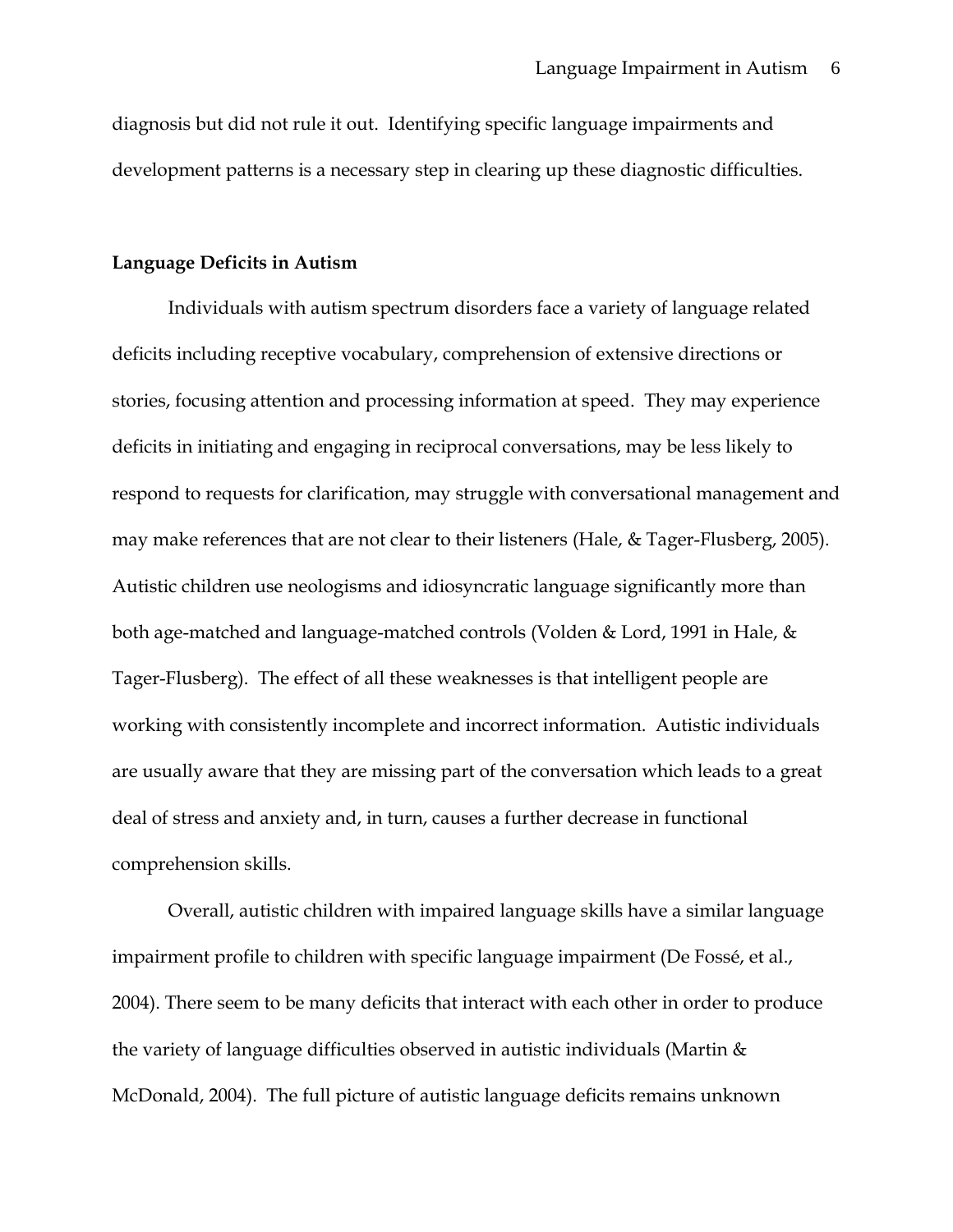diagnosis but did not rule it out. Identifying specific language impairments and development patterns is a necessary step in clearing up these diagnostic difficulties.

## Language Deficits in Autism

Individuals with autism spectrum disorders face a variety of language related deficits including receptive vocabulary, comprehension of extensive directions or stories, focusing attention and processing information at speed. They may experience deficits in initiating and engaging in reciprocal conversations, may be less likely to respond to requests for clarification, may struggle with conversational management and may make references that are not clear to their listeners (Hale, & Tager-Flusberg, 2005). Autistic children use neologisms and idiosyncratic language significantly more than both age-matched and language-matched controls (Volden & Lord, 1991 in Hale, & Tager-Flusberg). The effect of all these weaknesses is that intelligent people are working with consistently incomplete and incorrect information. Autistic individuals are usually aware that they are missing part of the conversation which leads to a great deal of stress and anxiety and, in turn, causes a further decrease in functional comprehension skills.

Overall, autistic children with impaired language skills have a similar language impairment profile to children with specific language impairment (De Fossé, et al., 2004). There seem to be many deficits that interact with each other in order to produce the variety of language difficulties observed in autistic individuals (Martin & McDonald, 2004). The full picture of autistic language deficits remains unknown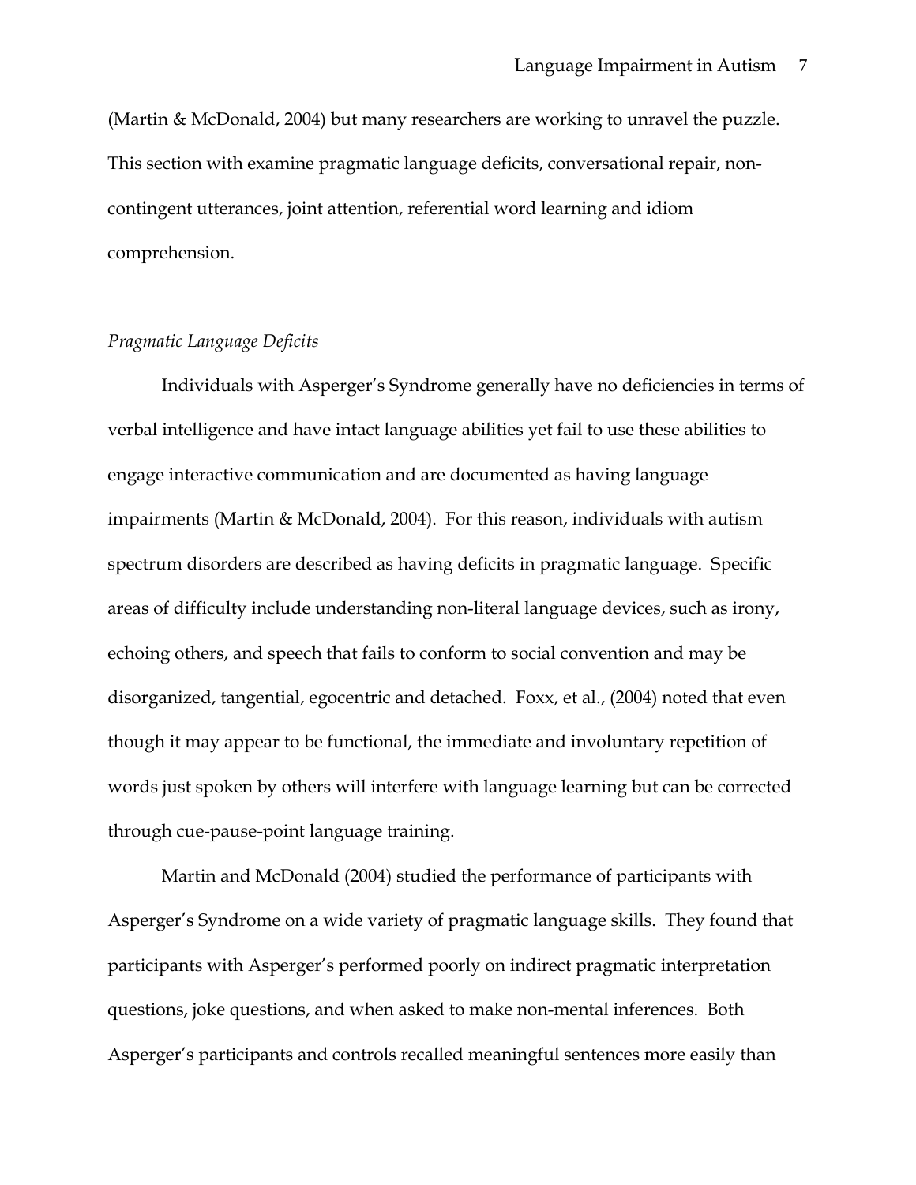(Martin & McDonald, 2004) but many researchers are working to unravel the puzzle. This section with examine pragmatic language deficits, conversational repair, non-contingent utterances, joint attention, referential word learning and idiom comprehension.

### *Pragmatic Language Deficits*

Individuals with Asperger's Syndrome generally have no deficiencies in terms of verbal intelligence and have intact language abilities yet fail to use these abilities to engage interactive communication and are documented as having language impairments (Martin & McDonald, 2004). For this reason, individuals with autism spectrum disorders are described as having deficits in pragmatic language. Specific areas of difficulty include understanding non-literal language devices, such as irony, echoing others, and speech that fails to conform to social convention and may be disorganized, tangential, egocentric and detached. Foxx, et al., (2004) noted that even though it may appear to be functional, the immediate and involuntary repetition of words just spoken by others will interfere with language learning but can be corrected through cue-pause-point language training.

Martin and McDonald (2004) studied the performance of participants with Asperger's Syndrome on a wide variety of pragmatic language skills. They found that participants with Asperger's performed poorly on indirect pragmatic interpretation questions, joke questions, and when asked to make non-mental inferences. Both Asperger's participants and controls recalled meaningful sentences more easily than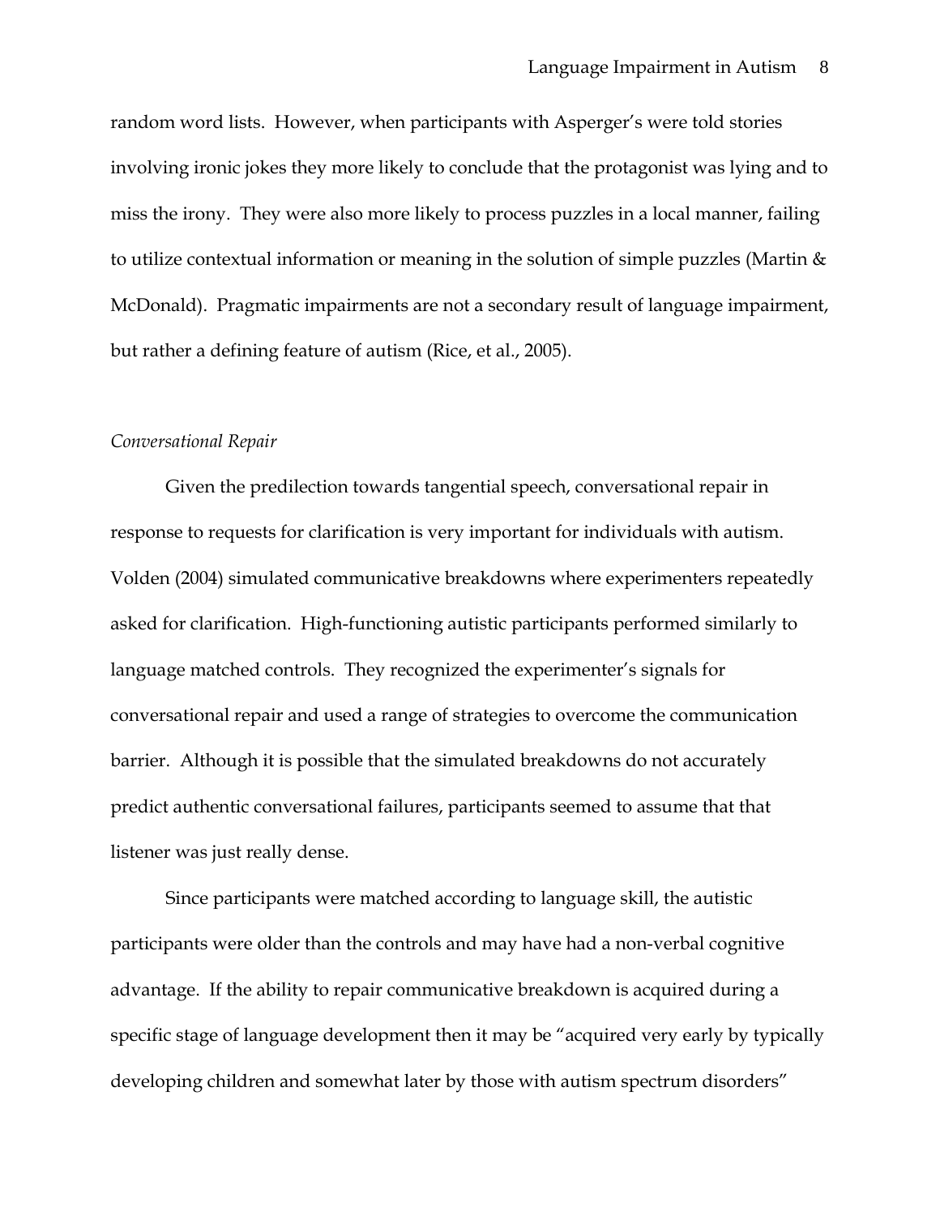random word lists. However, when participants with Asperger's were told stories involving ironic jokes they more likely to conclude that the protagonist was lying and to miss the irony. They were also more likely to process puzzles in a local manner, failing to utilize contextual information or meaning in the solution of simple puzzles (Martin & McDonald). Pragmatic impairments are not a secondary result of language impairment, but rather a defining feature of autism (Rice, et al., 2005).

*Conversational Repair*

Given the predilection towards tangential speech, conversational repair in response to requests for clarification is very important for individuals with autism. Volden (2004) simulated communicative breakdowns where experimenters repeatedly asked for clarification. High-functioning autistic participants performed similarly to language matched controls. They recognized the experimenter's signals for conversational repair and used a range of strategies to overcome the communication barrier. Although it is possible that the simulated breakdowns do not accurately predict authentic conversational failures, participants seemed to assume that that listener was just really dense.

Since participants were matched according to language skill, the autistic participants were older than the controls and may have had a non-verbal cognitive advantage. If the ability to repair communicative breakdown is acquired during a specific stage of language development then it may be "acquired very early by typically developing children and somewhat later by those with autism spectrum disorders"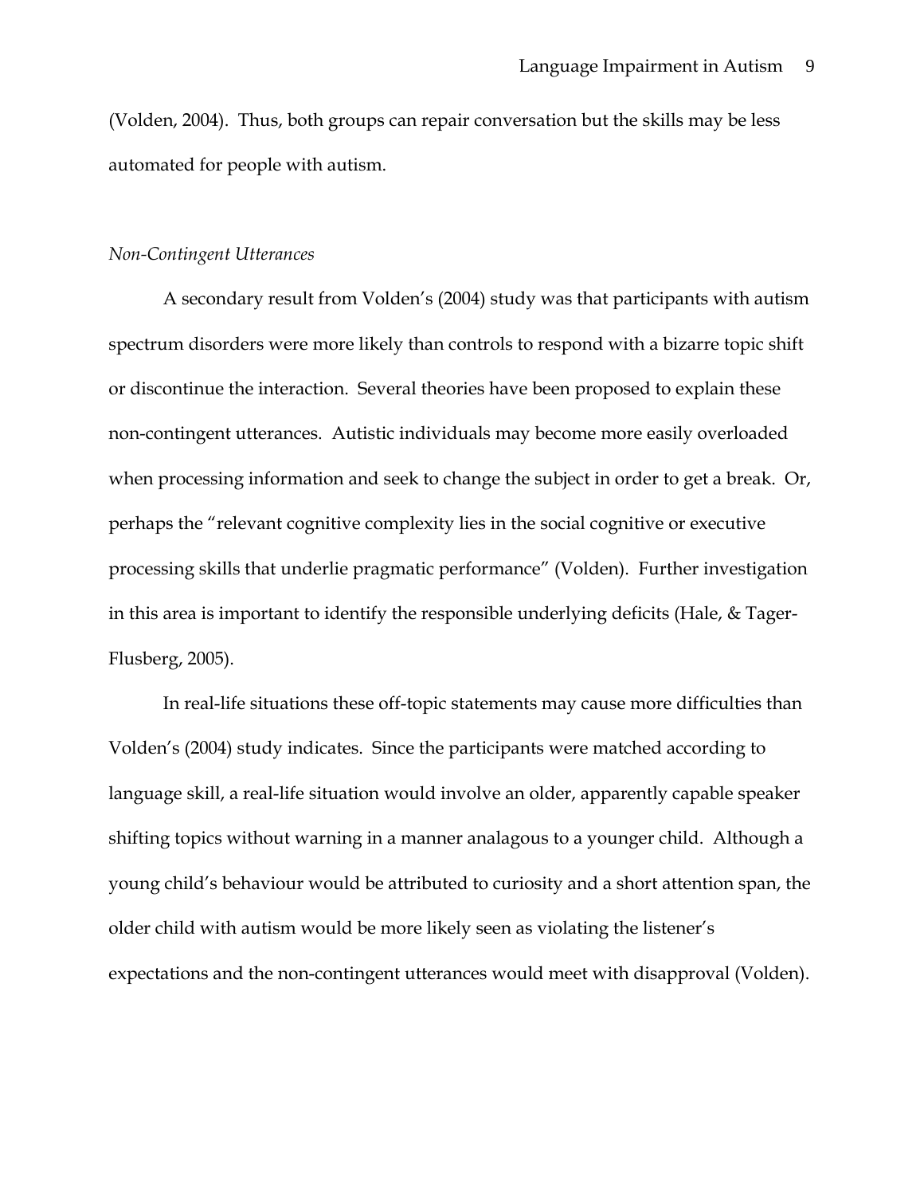(Volden, 2004). Thus, both groups can repair conversation but the skills may be less automated for people with autism.

*Non-Contingent Utterances*

A secondary result from Volden's (2004) study was that participants with autism spectrum disorders were more likely than controls to respond with a bizarre topic shift or discontinue the interaction. Several theories have been proposed to explain these non-contingent utterances. Autistic individuals may become more easily overloaded when processing information and seek to change the subject in order to get a break. Or, perhaps the "relevant cognitive complexity lies in the social cognitive or executive processing skills that underlie pragmatic performance" (Volden). Further investigation in this area is important to identify the responsible underlying deficits (Hale, & Tager-Flusberg, 2005).

In real-life situations these off-topic statements may cause more difficulties than Volden's (2004) study indicates. Since the participants were matched according to language skill, a real-life situation would involve an older, apparently capable speaker shifting topics without warning in a manner analagous to a younger child. Although a young child's behaviour would be attributed to curiosity and a short attention span, the older child with autism would be more likely seen as violating the listener's expectations and the non-contingent utterances would meet with disapproval (Volden).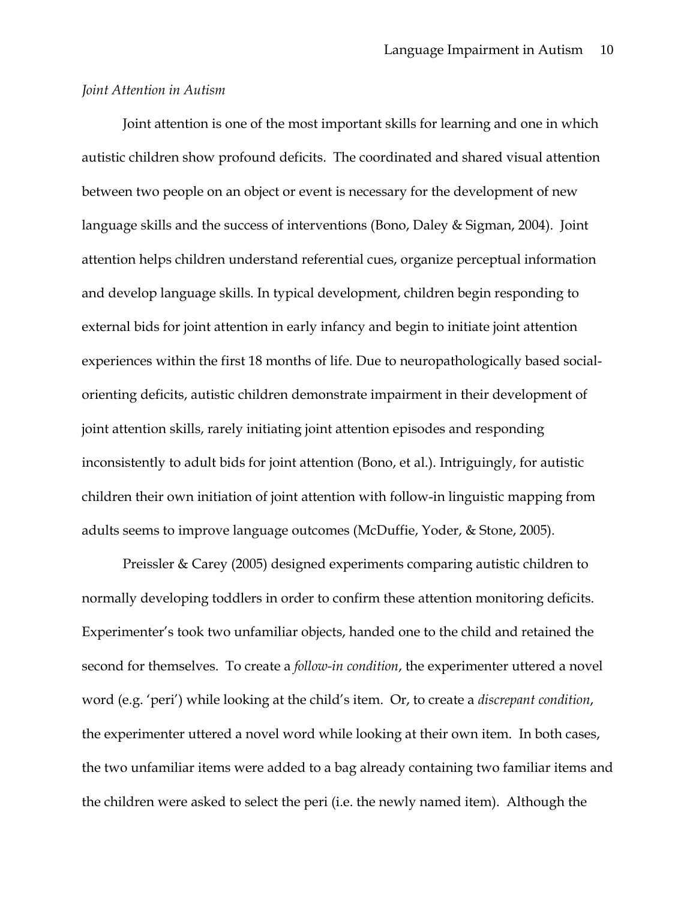*Joint Attention in Autism*

Joint attention is one of the most important skills for learning and one in which autistic children show profound deficits. The coordinated and shared visual attention between two people on an object or event is necessary for the development of new language skills and the success of interventions (Bono, Daley & Sigman, 2004). Joint attention helps children understand referential cues, organize perceptual information and develop language skills. In typical development, children begin responding to external bids for joint attention in early infancy and begin to initiate joint attention experiences within the first 18 months of life. Due to neuropathologically based social-orienting deficits, autistic children demonstrate impairment in their development of joint attention skills, rarely initiating joint attention episodes and responding inconsistently to adult bids for joint attention (Bono, et al.). Intriguingly, for autistic children their own initiation of joint attention with follow-in linguistic mapping from adults seems to improve language outcomes (McDuffie, Yoder, & Stone, 2005).

Preissler & Carey (2005) designed experiments comparing autistic children to normally developing toddlers in order to confirm these attention monitoring deficits. Experimenter's took two unfamiliar objects, handed one to the child and retained the second for themselves. To create a *follow-in condition*, the experimenter uttered a novel word (e.g. 'peri') while looking at the child's item. Or, to create a *discrepant condition*, the experimenter uttered a novel word while looking at their own item. In both cases, the two unfamiliar items were added to a bag already containing two familiar items and the children were asked to select the peri (i.e. the newly named item). Although the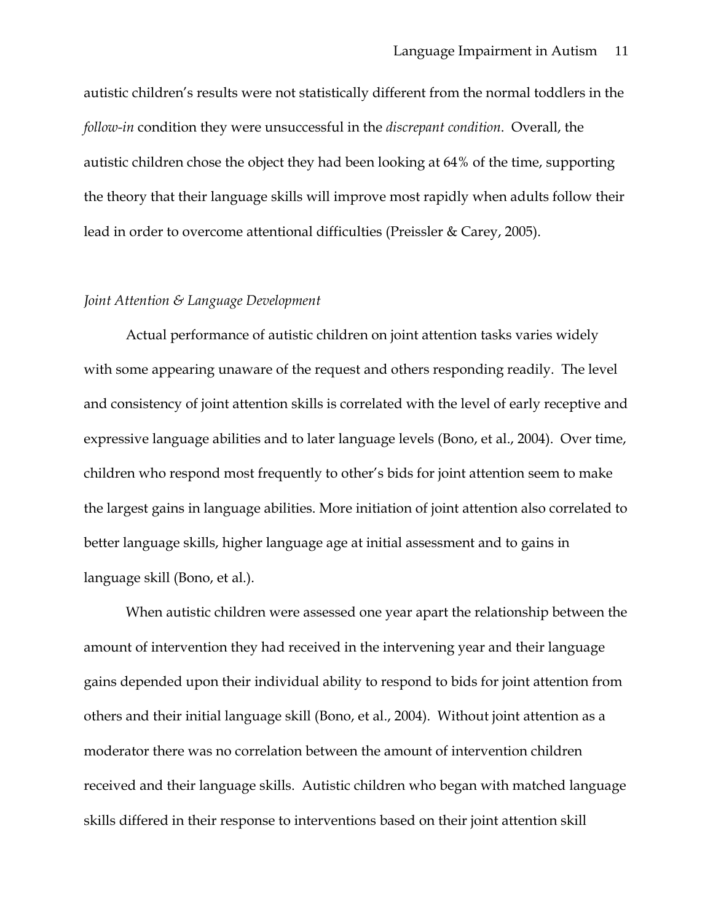autistic children's results were not statistically different from the normal toddlers in the *follow-in* condition they were unsuccessful in the *discrepant condition*. Overall, the autistic children chose the object they had been looking at 64% of the time, supporting the theory that their language skills will improve most rapidly when adults follow their lead in order to overcome attentional difficulties (Preissler & Carey, 2005).

*Joint Attention & Language Development*

Actual performance of autistic children on joint attention tasks varies widely with some appearing unaware of the request and others responding readily. The level and consistency of joint attention skills is correlated with the level of early receptive and expressive language abilities and to later language levels (Bono, et al., 2004). Over time, children who respond most frequently to other's bids for joint attention seem to make the largest gains in language abilities. More initiation of joint attention also correlated to better language skills, higher language age at initial assessment and to gains in language skill (Bono, et al.).

When autistic children were assessed one year apart the relationship between the amount of intervention they had received in the intervening year and their language gains depended upon their individual ability to respond to bids for joint attention from others and their initial language skill (Bono, et al., 2004). Without joint attention as a moderator there was no correlation between the amount of intervention children received and their language skills. Autistic children who began with matched language skills differed in their response to interventions based on their joint attention skill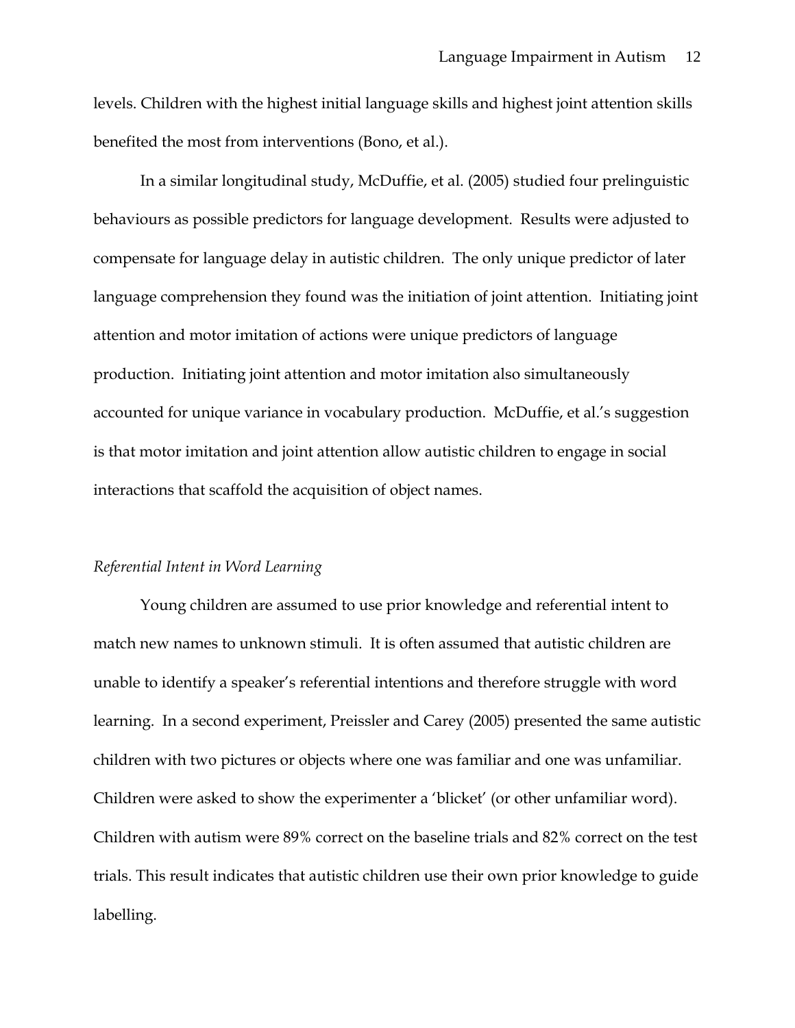levels. Children with the highest initial language skills and highest joint attention skills benefited the most from interventions (Bono, et al.).

In a similar longitudinal study, McDuffie, et al. (2005) studied four prelinguistic behaviours as possible predictors for language development. Results were adjusted to compensate for language delay in autistic children. The only unique predictor of later language comprehension they found was the initiation of joint attention. Initiating joint attention and motor imitation of actions were unique predictors of language production. Initiating joint attention and motor imitation also simultaneously accounted for unique variance in vocabulary production. McDuffie, et al.'s suggestion is that motor imitation and joint attention allow autistic children to engage in social interactions that scaffold the acquisition of object names.

*Referential Intent in Word Learning*

Young children are assumed to use prior knowledge and referential intent to match new names to unknown stimuli. It is often assumed that autistic children are unable to identify a speaker's referential intentions and therefore struggle with word learning. In a second experiment, Preissler and Carey (2005) presented the same autistic children with two pictures or objects where one was familiar and one was unfamiliar. Children were asked to show the experimenter a 'blicket' (or other unfamiliar word). Children with autism were 89% correct on the baseline trials and 82% correct on the test trials. This result indicates that autistic children use their own prior knowledge to guide labelling.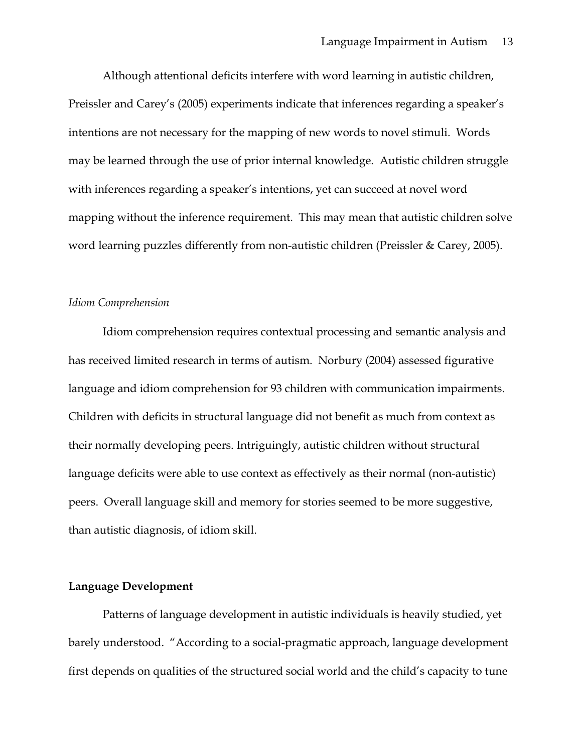Although attentional deficits interfere with word learning in autistic children, Preissler and Carey's (2005) experiments indicate that inferences regarding a speaker's intentions are not necessary for the mapping of new words to novel stimuli. Words may be learned through the use of prior internal knowledge. Autistic children struggle with inferences regarding a speaker's intentions, yet can succeed at novel word mapping without the inference requirement. This may mean that autistic children solve word learning puzzles differently from non-autistic children (Preissler & Carey, 2005).

### *Idiom Comprehension*

Idiom comprehension requires contextual processing and semantic analysis and has received limited research in terms of autism. Norbury (2004) assessed figurative language and idiom comprehension for 93 children with communication impairments. Children with deficits in structural language did not benefit as much from context as their normally developing peers. Intriguingly, autistic children without structural language deficits were able to use context as effectively as their normal (non-autistic) peers. Overall language skill and memory for stories seemed to be more suggestive, than autistic diagnosis, of idiom skill.

## **Language Development**

Patterns of language development in autistic individuals is heavily studied, yet barely understood. "According to a social-pragmatic approach, language development first depends on qualities of the structured social world and the child's capacity to tune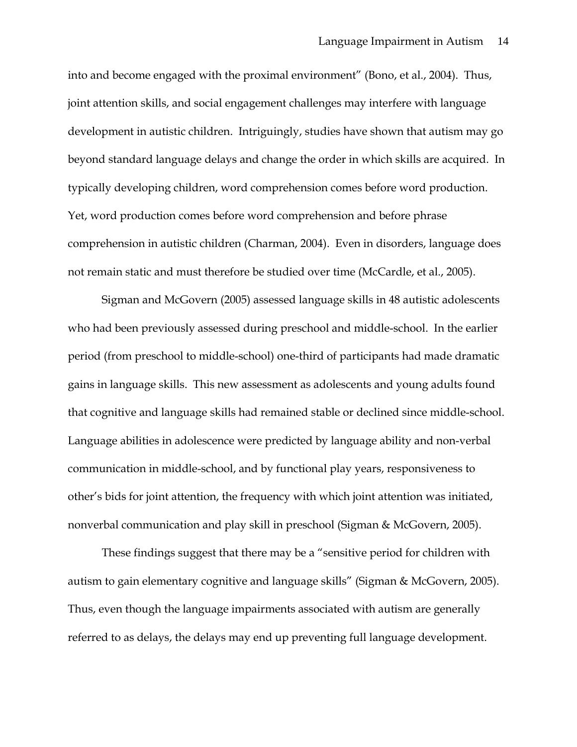into and become engaged with the proximal environment" (Bono, et al., 2004). Thus, joint attention skills, and social engagement challenges may interfere with language development in autistic children. Intriguingly, studies have shown that autism may go beyond standard language delays and change the order in which skills are acquired. In typically developing children, word comprehension comes before word production. Yet, word production comes before word comprehension and before phrase comprehension in autistic children (Charman, 2004). Even in disorders, language does not remain static and must therefore be studied over time (McCardle, et al., 2005).

Sigman and McGovern (2005) assessed language skills in 48 autistic adolescents who had been previously assessed during preschool and middle-school. In the earlier period (from preschool to middle-school) one-third of participants had made dramatic gains in language skills. This new assessment as adolescents and young adults found that cognitive and language skills had remained stable or declined since middle-school. Language abilities in adolescence were predicted by language ability and non-verbal communication in middle-school, and by functional play years, responsiveness to other's bids for joint attention, the frequency with which joint attention was initiated, nonverbal communication and play skill in preschool (Sigman & McGovern, 2005).

These findings suggest that there may be a "sensitive period for children with autism to gain elementary cognitive and language skills" (Sigman & McGovern, 2005). Thus, even though the language impairments associated with autism are generally referred to as delays, the delays may end up preventing full language development.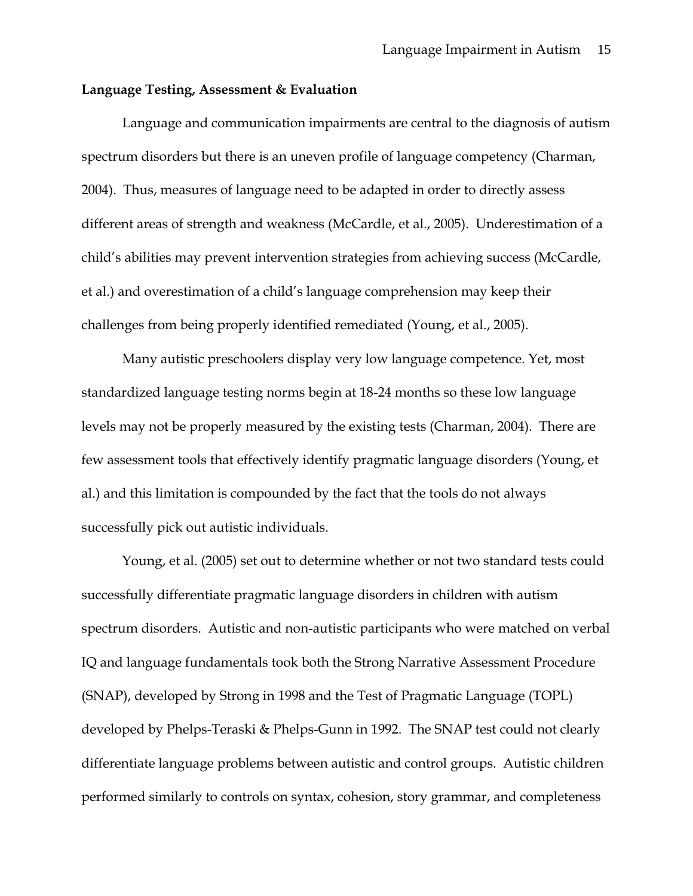**Language Testing, Assessment & Evaluation**

Language and communication impairments are central to the diagnosis of autism spectrum disorders but there is an uneven profile of language competency (Charman, 2004). Thus, measures of language need to be adapted in order to directly assess different areas of strength and weakness (McCardle, et al., 2005). Underestimation of a child's abilities may prevent intervention strategies from achieving success (McCardle, et al.) and overestimation of a child's language comprehension may keep their challenges from being properly identified remediated (Young, et al., 2005).

Many autistic preschoolers display very low language competence. Yet, most standardized language testing norms begin at 18-24 months so these low language levels may not be properly measured by the existing tests (Charman, 2004). There are few assessment tools that effectively identify pragmatic language disorders (Young, et al.) and this limitation is compounded by the fact that the tools do not always successfully pick out autistic individuals.

Young, et al. (2005) set out to determine whether or not two standard tests could successfully differentiate pragmatic language disorders in children with autism spectrum disorders. Autistic and non-autistic participants who were matched on verbal IQ and language fundamentals took both the Strong Narrative Assessment Procedure (SNAP), developed by Strong in 1998 and the Test of Pragmatic Language (TOPL) developed by Phelps-Teraski & Phelps-Gunn in 1992. The SNAP test could not clearly differentiate language problems between autistic and control groups. Autistic children performed similarly to controls on syntax, cohesion, story grammar, and completeness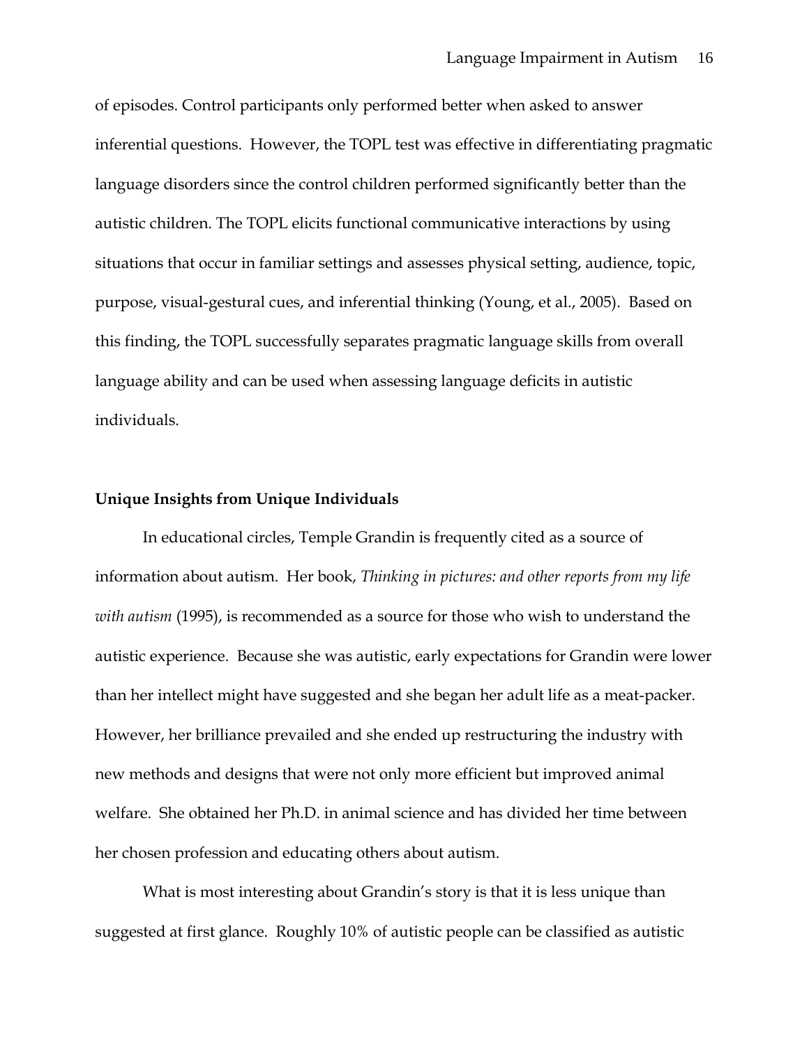of episodes. Control participants only performed better when asked to answer inferential questions. However, the TOPL test was effective in differentiating pragmatic language disorders since the control children performed significantly better than the autistic children. The TOPL elicits functional communicative interactions by using situations that occur in familiar settings and assesses physical setting, audience, topic, purpose, visual-gestural cues, and inferential thinking (Young, et al., 2005). Based on this finding, the TOPL successfully separates pragmatic language skills from overall language ability and can be used when assessing language deficits in autistic individuals.

**Unique Insights from Unique Individuals**

In educational circles, Temple Grandin is frequently cited as a source of information about autism. Her book, *Thinking in pictures: and other reports from my life with autism* (1995), is recommended as a source for those who wish to understand the autistic experience. Because she was autistic, early expectations for Grandin were lower than her intellect might have suggested and she began her adult life as a meat-packer. However, her brilliance prevailed and she ended up restructuring the industry with new methods and designs that were not only more efficient but improved animal welfare. She obtained her Ph.D. in animal science and has divided her time between her chosen profession and educating others about autism.

What is most interesting about Grandin's story is that it is less unique than suggested at first glance. Roughly 10% of autistic people can be classified as autistic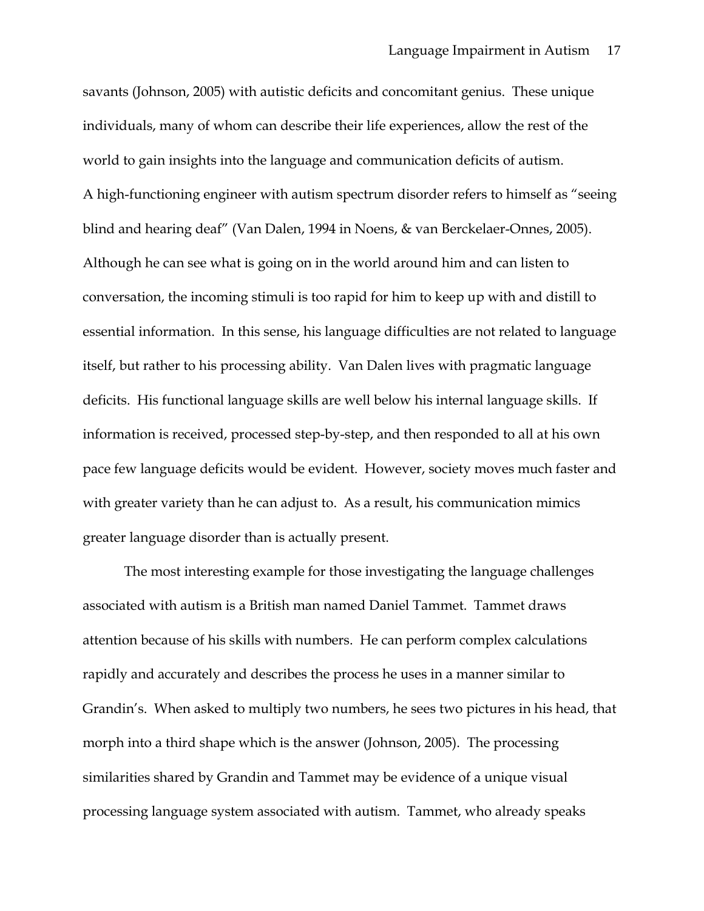savants (Johnson, 2005) with autistic deficits and concomitant genius. These unique individuals, many of whom can describe their life experiences, allow the rest of the world to gain insights into the language and communication deficits of autism.
A high-functioning engineer with autism spectrum disorder refers to himself as "seeing blind and hearing deaf" (Van Dalen, 1994 in Noens, & van Berckelaer-Onnes, 2005). Although he can see what is going on in the world around him and can listen to conversation, the incoming stimuli is too rapid for him to keep up with and distill to essential information. In this sense, his language difficulties are not related to language itself, but rather to his processing ability. Van Dalen lives with pragmatic language deficits. His functional language skills are well below his internal language skills. If information is received, processed step-by-step, and then responded to all at his own pace few language deficits would be evident. However, society moves much faster and with greater variety than he can adjust to. As a result, his communication mimics greater language disorder than is actually present.

The most interesting example for those investigating the language challenges associated with autism is a British man named Daniel Tammet. Tammet draws attention because of his skills with numbers. He can perform complex calculations rapidly and accurately and describes the process he uses in a manner similar to Grandin's. When asked to multiply two numbers, he sees two pictures in his head, that morph into a third shape which is the answer (Johnson, 2005). The processing similarities shared by Grandin and Tammet may be evidence of a unique visual processing language system associated with autism. Tammet, who already speaks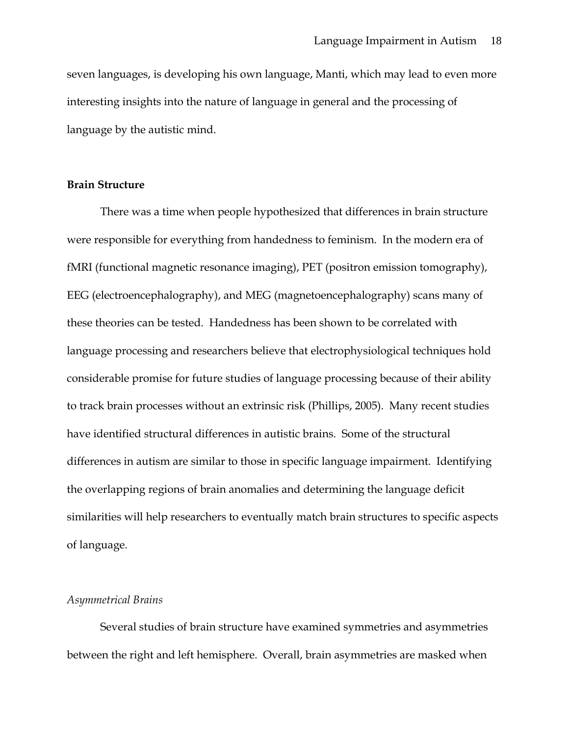seven languages, is developing his own language, Manti, which may lead to even more interesting insights into the nature of language in general and the processing of language by the autistic mind.

## Brain Structure

There was a time when people hypothesized that differences in brain structure were responsible for everything from handedness to feminism. In the modern era of fMRI (functional magnetic resonance imaging), PET (positron emission tomography), EEG (electroencephalography), and MEG (magnetoencephalography) scans many of these theories can be tested. Handedness has been shown to be correlated with language processing and researchers believe that electrophysiological techniques hold considerable promise for future studies of language processing because of their ability to track brain processes without an extrinsic risk (Phillips, 2005). Many recent studies have identified structural differences in autistic brains. Some of the structural differences in autism are similar to those in specific language impairment. Identifying the overlapping regions of brain anomalies and determining the language deficit similarities will help researchers to eventually match brain structures to specific aspects of language.

### *Asymmetrical Brains*

Several studies of brain structure have examined symmetries and asymmetries between the right and left hemisphere. Overall, brain asymmetries are masked when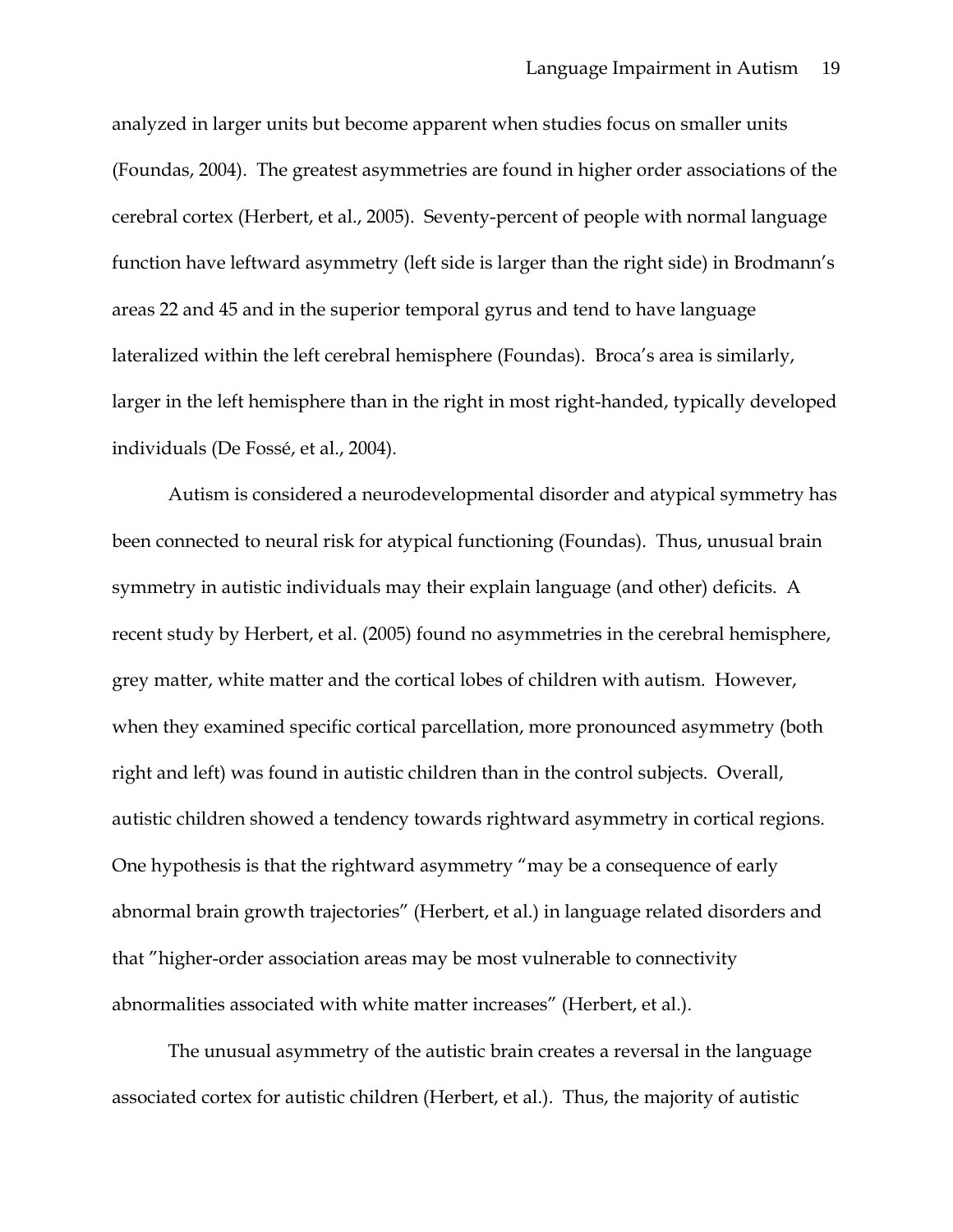analyzed in larger units but become apparent when studies focus on smaller units (Foundas, 2004). The greatest asymmetries are found in higher order associations of the cerebral cortex (Herbert, et al., 2005). Seventy-percent of people with normal language function have leftward asymmetry (left side is larger than the right side) in Brodmann's areas 22 and 45 and in the superior temporal gyrus and tend to have language lateralized within the left cerebral hemisphere (Foundas). Broca's area is similarly, larger in the left hemisphere than in the right in most right-handed, typically developed individuals (De Fossé, et al., 2004).

Autism is considered a neurodevelopmental disorder and atypical symmetry has been connected to neural risk for atypical functioning (Foundas). Thus, unusual brain symmetry in autistic individuals may their explain language (and other) deficits. A recent study by Herbert, et al. (2005) found no asymmetries in the cerebral hemisphere, grey matter, white matter and the cortical lobes of children with autism. However, when they examined specific cortical parcellation, more pronounced asymmetry (both right and left) was found in autistic children than in the control subjects. Overall, autistic children showed a tendency towards rightward asymmetry in cortical regions. One hypothesis is that the rightward asymmetry "may be a consequence of early abnormal brain growth trajectories" (Herbert, et al.) in language related disorders and that "higher-order association areas may be most vulnerable to connectivity abnormalities associated with white matter increases" (Herbert, et al.).

The unusual asymmetry of the autistic brain creates a reversal in the language associated cortex for autistic children (Herbert, et al.). Thus, the majority of autistic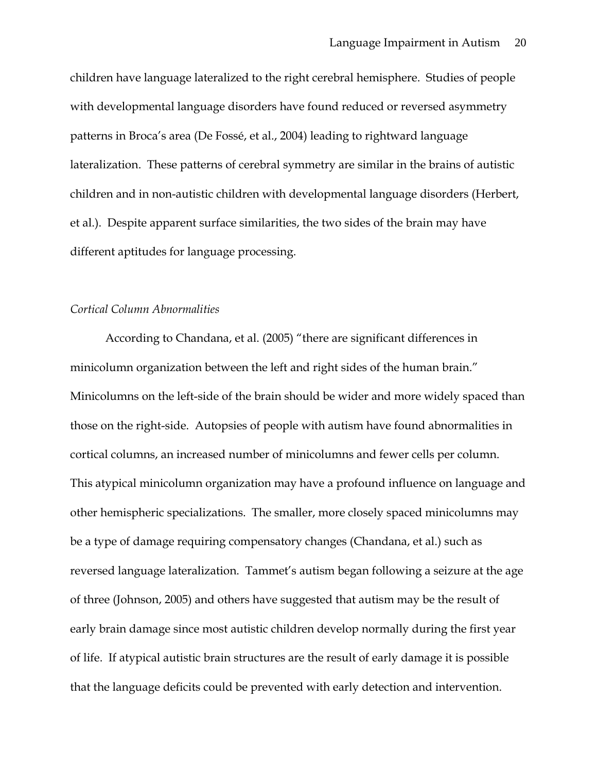children have language lateralized to the right cerebral hemisphere. Studies of people with developmental language disorders have found reduced or reversed asymmetry patterns in Broca's area (De Fossé, et al., 2004) leading to rightward language lateralization. These patterns of cerebral symmetry are similar in the brains of autistic children and in non-autistic children with developmental language disorders (Herbert, et al.). Despite apparent surface similarities, the two sides of the brain may have different aptitudes for language processing.

*Cortical Column Abnormalities*

According to Chandana, et al. (2005) "there are significant differences in minicolumn organization between the left and right sides of the human brain." Minicolumns on the left-side of the brain should be wider and more widely spaced than those on the right-side. Autopsies of people with autism have found abnormalities in cortical columns, an increased number of minicolumns and fewer cells per column. This atypical minicolumn organization may have a profound influence on language and other hemispheric specializations. The smaller, more closely spaced minicolumns may be a type of damage requiring compensatory changes (Chandana, et al.) such as reversed language lateralization. Tammet's autism began following a seizure at the age of three (Johnson, 2005) and others have suggested that autism may be the result of early brain damage since most autistic children develop normally during the first year of life. If atypical autistic brain structures are the result of early damage it is possible that the language deficits could be prevented with early detection and intervention.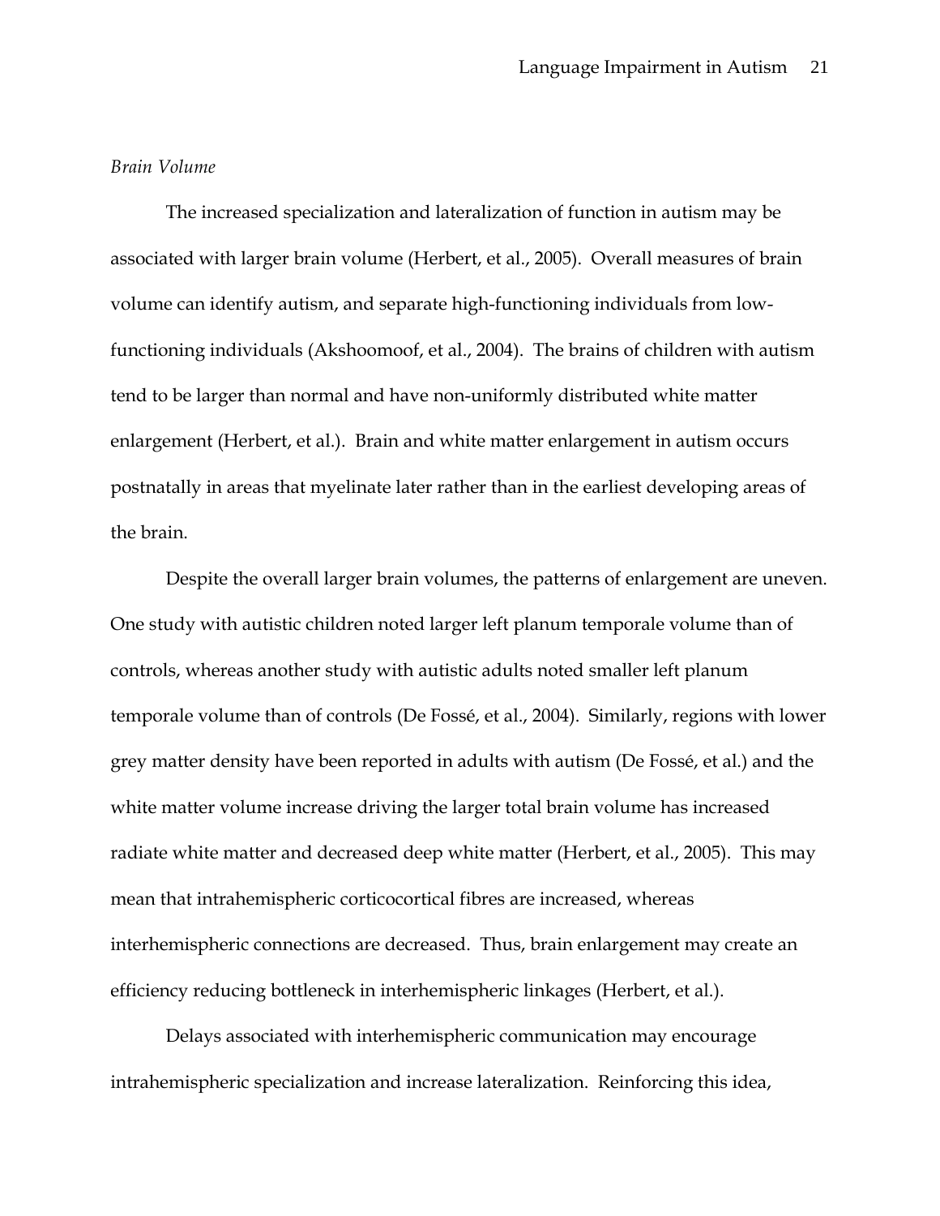*Brain Volume*

The increased specialization and lateralization of function in autism may be associated with larger brain volume (Herbert, et al., 2005). Overall measures of brain volume can identify autism, and separate high-functioning individuals from low-functioning individuals (Akshoomoof, et al., 2004). The brains of children with autism tend to be larger than normal and have non-uniformly distributed white matter enlargement (Herbert, et al.). Brain and white matter enlargement in autism occurs postnatally in areas that myelinate later rather than in the earliest developing areas of the brain.

Despite the overall larger brain volumes, the patterns of enlargement are uneven. One study with autistic children noted larger left planum temporale volume than of controls, whereas another study with autistic adults noted smaller left planum temporale volume than of controls (De Fossé, et al., 2004). Similarly, regions with lower grey matter density have been reported in adults with autism (De Fossé, et al.) and the white matter volume increase driving the larger total brain volume has increased radiate white matter and decreased deep white matter (Herbert, et al., 2005). This may mean that intrahemispheric corticocortical fibres are increased, whereas interhemispheric connections are decreased. Thus, brain enlargement may create an efficiency reducing bottleneck in interhemispheric linkages (Herbert, et al.).

Delays associated with interhemispheric communication may encourage intrahemispheric specialization and increase lateralization. Reinforcing this idea,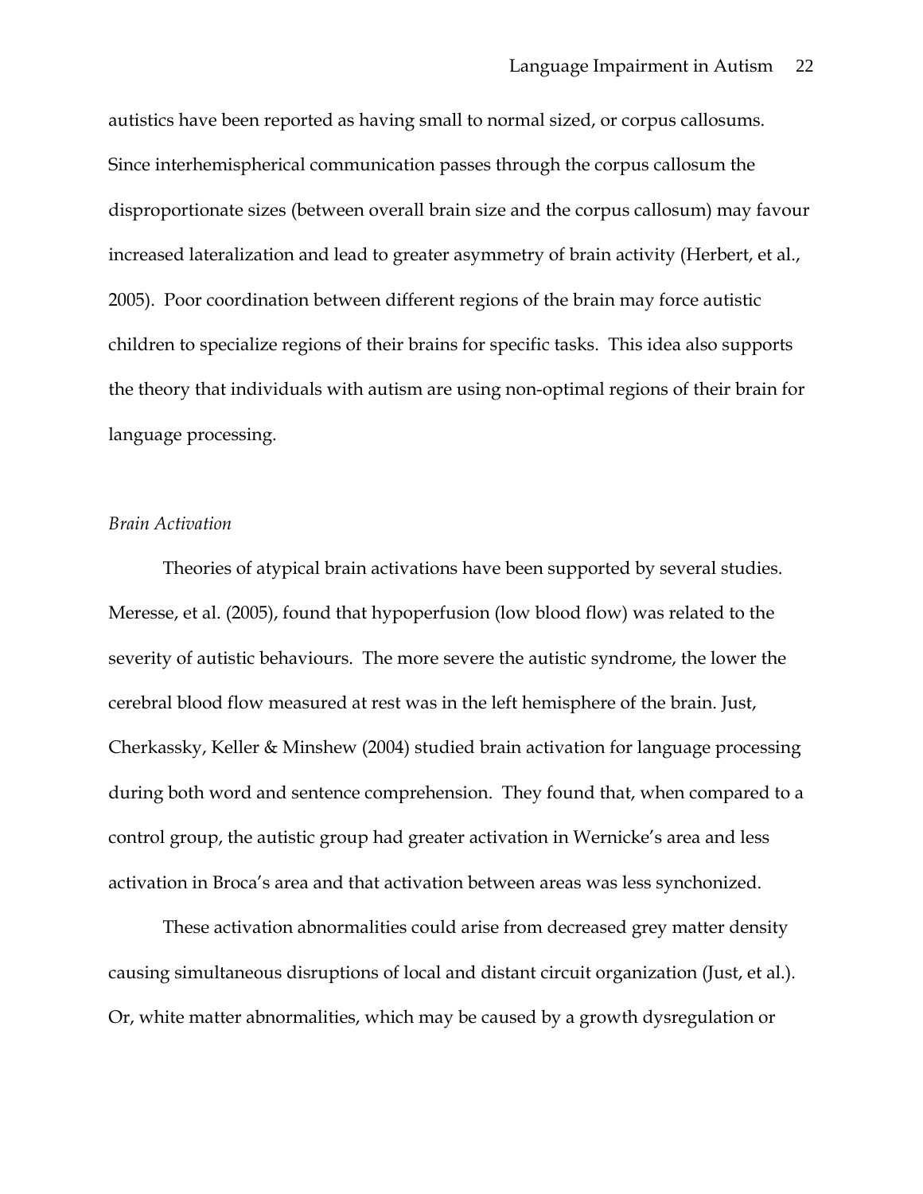autistics have been reported as having small to normal sized, or corpus callosums. Since interhemispherical communication passes through the corpus callosum the disproportionate sizes (between overall brain size and the corpus callosum) may favour increased lateralization and lead to greater asymmetry of brain activity (Herbert, et al., 2005). Poor coordination between different regions of the brain may force autistic children to specialize regions of their brains for specific tasks. This idea also supports the theory that individuals with autism are using non-optimal regions of their brain for language processing.

### *Brain Activation*

Theories of atypical brain activations have been supported by several studies. Meresse, et al. (2005), found that hypoperfusion (low blood flow) was related to the severity of autistic behaviours. The more severe the autistic syndrome, the lower the cerebral blood flow measured at rest was in the left hemisphere of the brain. Just, Cherkassky, Keller & Minshew (2004) studied brain activation for language processing during both word and sentence comprehension. They found that, when compared to a control group, the autistic group had greater activation in Wernicke's area and less activation in Broca's area and that activation between areas was less synchonized.

These activation abnormalities could arise from decreased grey matter density causing simultaneous disruptions of local and distant circuit organization (Just, et al.). Or, white matter abnormalities, which may be caused by a growth dysregulation or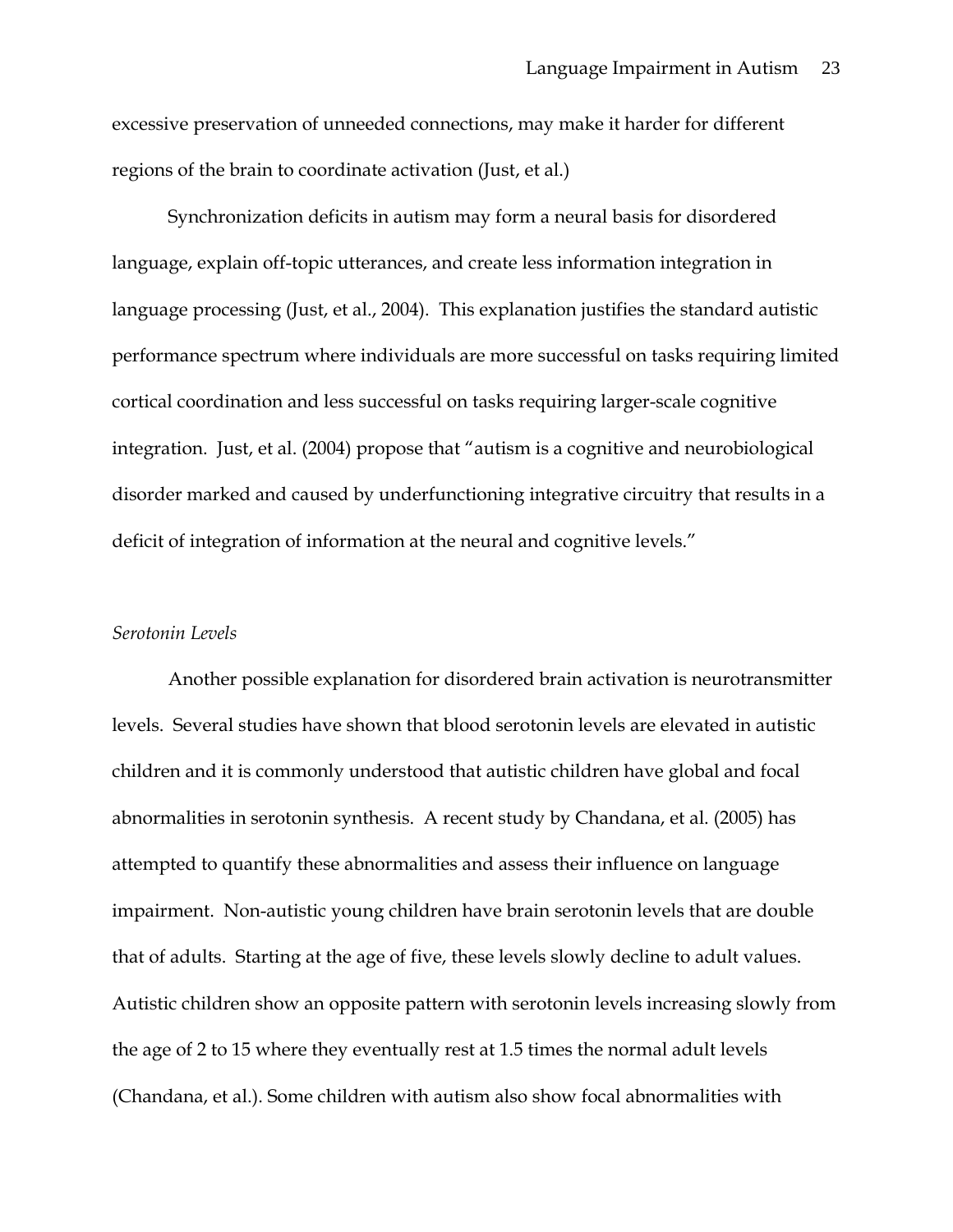excessive preservation of unneeded connections, may make it harder for different regions of the brain to coordinate activation (Just, et al.)

Synchronization deficits in autism may form a neural basis for disordered language, explain off-topic utterances, and create less information integration in language processing (Just, et al., 2004). This explanation justifies the standard autistic performance spectrum where individuals are more successful on tasks requiring limited cortical coordination and less successful on tasks requiring larger-scale cognitive integration. Just, et al. (2004) propose that "autism is a cognitive and neurobiological disorder marked and caused by underfunctioning integrative circuitry that results in a deficit of integration of information at the neural and cognitive levels."

*Serotonin Levels*

Another possible explanation for disordered brain activation is neurotransmitter levels. Several studies have shown that blood serotonin levels are elevated in autistic children and it is commonly understood that autistic children have global and focal abnormalities in serotonin synthesis. A recent study by Chandana, et al. (2005) has attempted to quantify these abnormalities and assess their influence on language impairment. Non-autistic young children have brain serotonin levels that are double that of adults. Starting at the age of five, these levels slowly decline to adult values. Autistic children show an opposite pattern with serotonin levels increasing slowly from the age of 2 to 15 where they eventually rest at 1.5 times the normal adult levels (Chandana, et al.). Some children with autism also show focal abnormalities with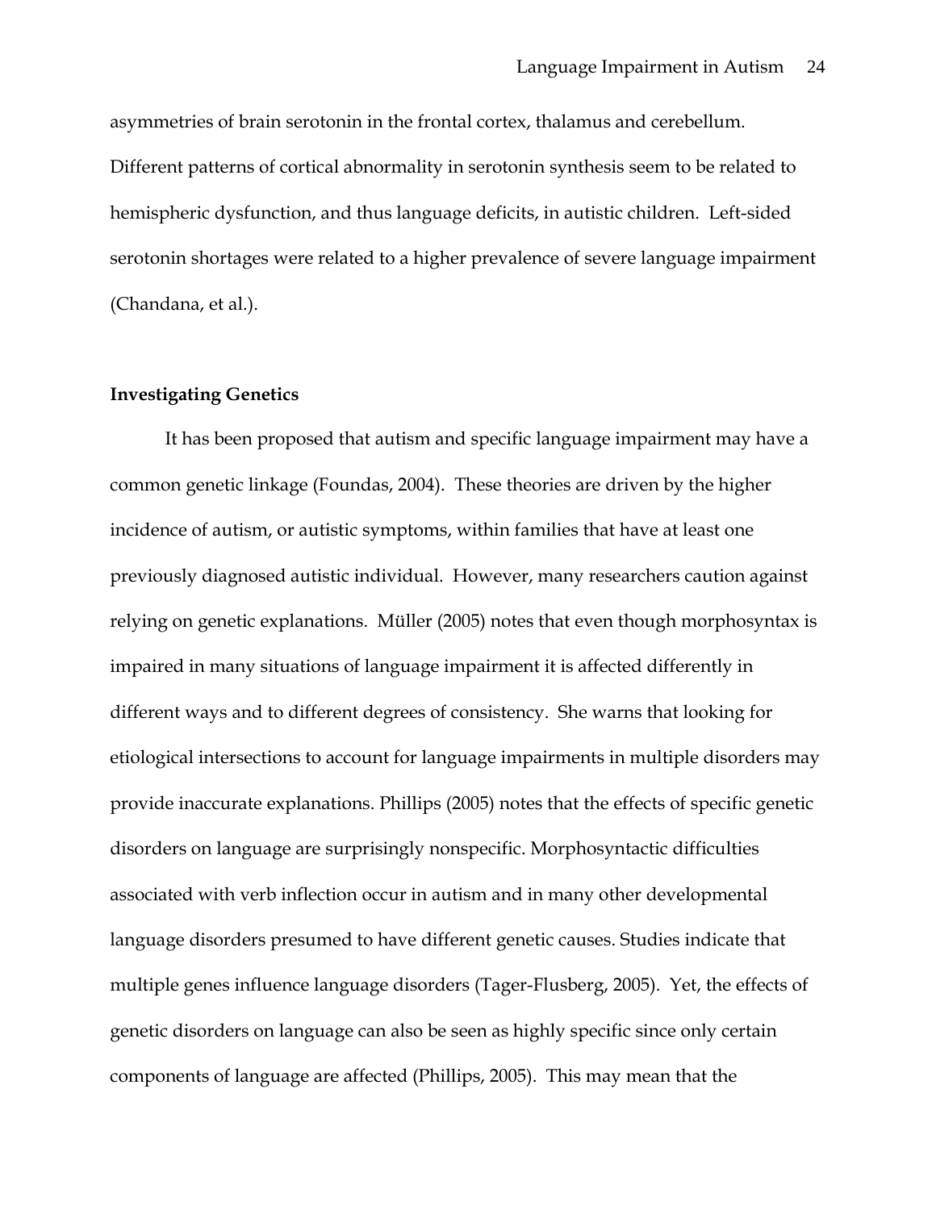asymmetries of brain serotonin in the frontal cortex, thalamus and cerebellum. Different patterns of cortical abnormality in serotonin synthesis seem to be related to hemispheric dysfunction, and thus language deficits, in autistic children. Left-sided serotonin shortages were related to a higher prevalence of severe language impairment (Chandana, et al.).

**Investigating Genetics**

It has been proposed that autism and specific language impairment may have a common genetic linkage (Foundas, 2004). These theories are driven by the higher incidence of autism, or autistic symptoms, within families that have at least one previously diagnosed autistic individual. However, many researchers caution against relying on genetic explanations. Müller (2005) notes that even though morphosyntax is impaired in many situations of language impairment it is affected differently in different ways and to different degrees of consistency. She warns that looking for etiological intersections to account for language impairments in multiple disorders may provide inaccurate explanations. Phillips (2005) notes that the effects of specific genetic disorders on language are surprisingly nonspecific. Morphosyntactic difficulties associated with verb inflection occur in autism and in many other developmental language disorders presumed to have different genetic causes. Studies indicate that multiple genes influence language disorders (Tager-Flusberg, 2005). Yet, the effects of genetic disorders on language can also be seen as highly specific since only certain components of language are affected (Phillips, 2005). This may mean that the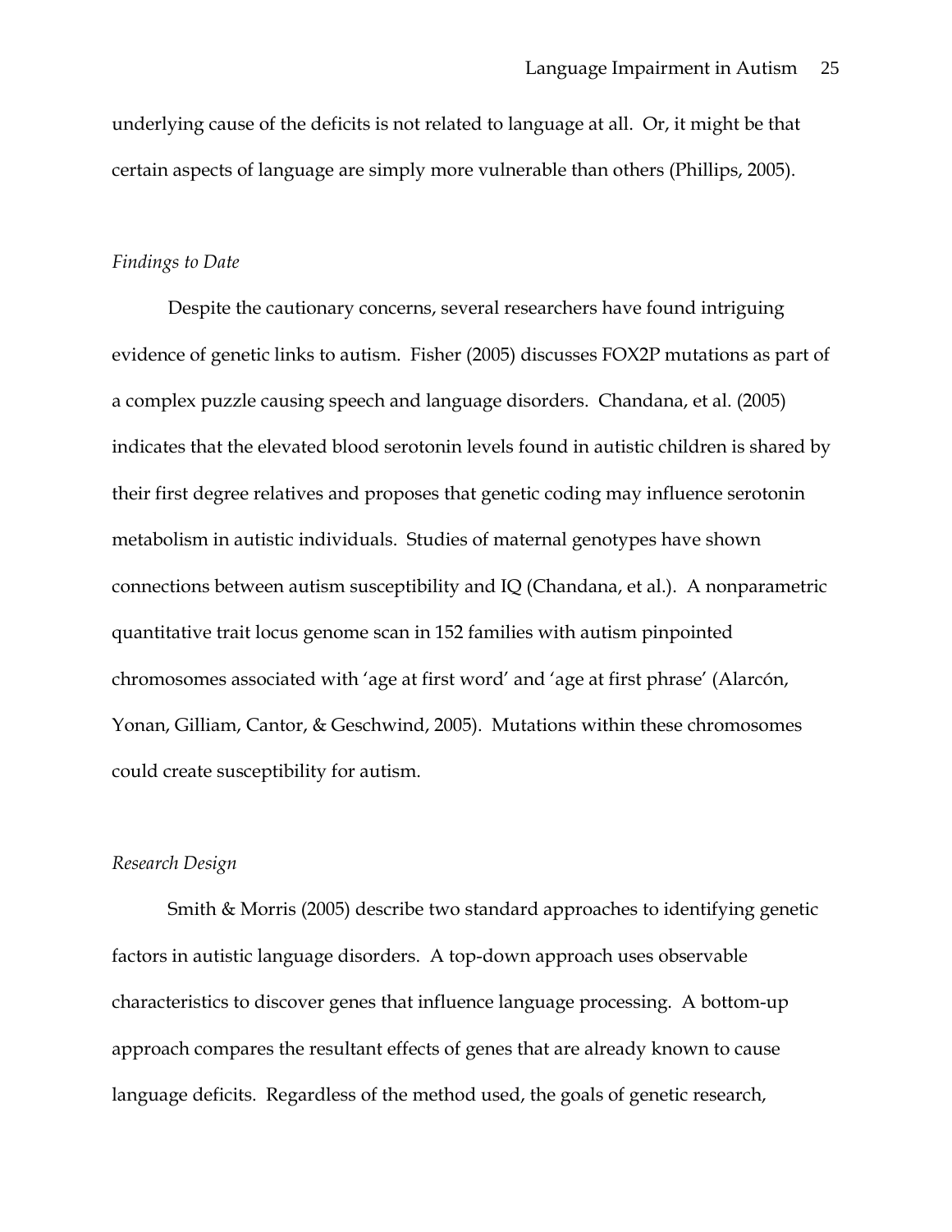underlying cause of the deficits is not related to language at all. Or, it might be that certain aspects of language are simply more vulnerable than others (Phillips, 2005).

### *Findings to Date*

Despite the cautionary concerns, several researchers have found intriguing evidence of genetic links to autism. Fisher (2005) discusses FOX2P mutations as part of a complex puzzle causing speech and language disorders. Chandana, et al. (2005) indicates that the elevated blood serotonin levels found in autistic children is shared by their first degree relatives and proposes that genetic coding may influence serotonin metabolism in autistic individuals. Studies of maternal genotypes have shown connections between autism susceptibility and IQ (Chandana, et al.). A nonparametric quantitative trait locus genome scan in 152 families with autism pinpointed chromosomes associated with 'age at first word' and 'age at first phrase' (Alarcón, Yonan, Gilliam, Cantor, & Geschwind, 2005). Mutations within these chromosomes could create susceptibility for autism.

### *Research Design*

Smith & Morris (2005) describe two standard approaches to identifying genetic factors in autistic language disorders. A top-down approach uses observable characteristics to discover genes that influence language processing. A bottom-up approach compares the resultant effects of genes that are already known to cause language deficits. Regardless of the method used, the goals of genetic research,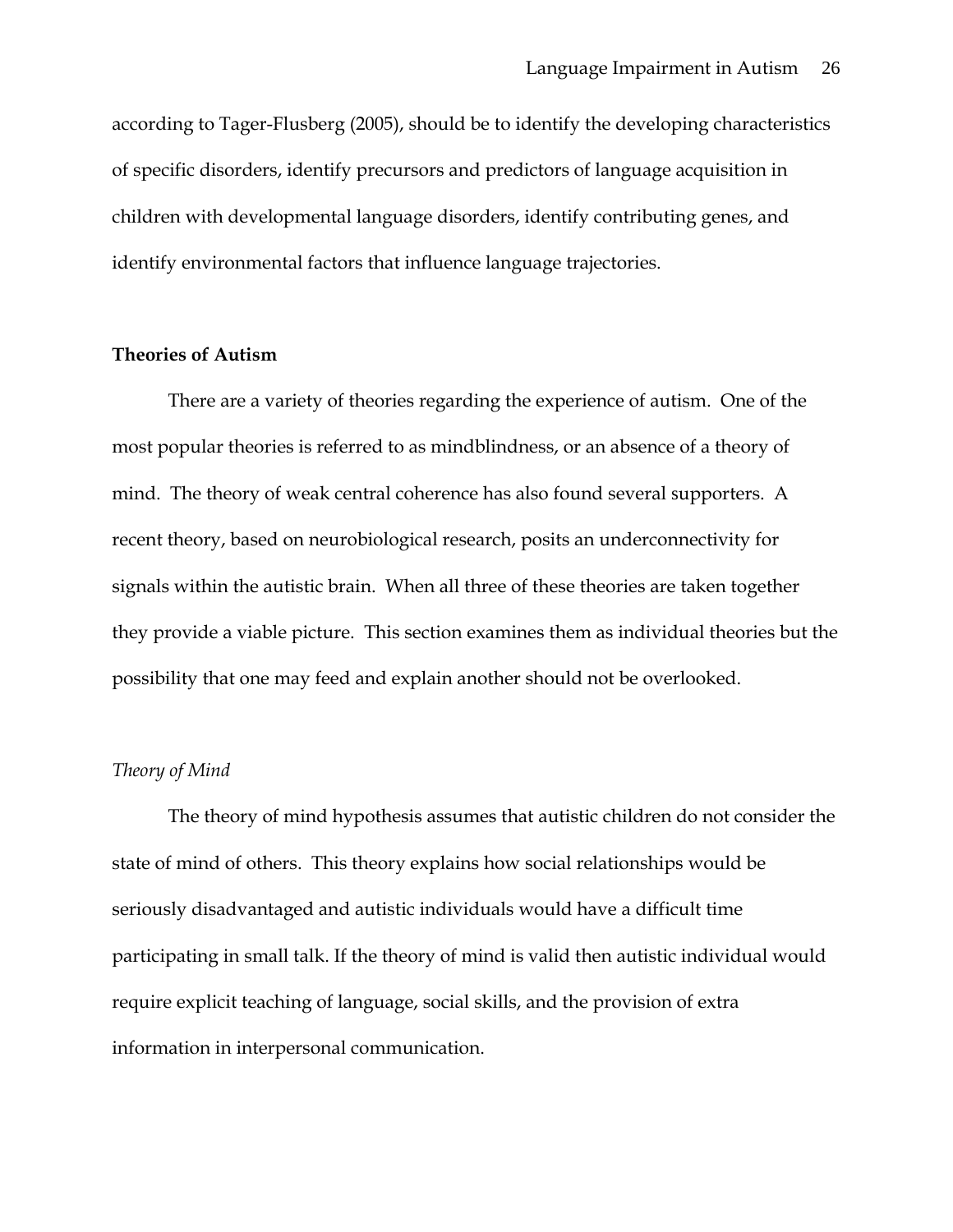according to Tager-Flusberg (2005), should be to identify the developing characteristics of specific disorders, identify precursors and predictors of language acquisition in children with developmental language disorders, identify contributing genes, and identify environmental factors that influence language trajectories.

## Theories of Autism

There are a variety of theories regarding the experience of autism. One of the most popular theories is referred to as mindblindness, or an absence of a theory of mind. The theory of weak central coherence has also found several supporters. A recent theory, based on neurobiological research, posits an underconnectivity for signals within the autistic brain. When all three of these theories are taken together they provide a viable picture. This section examines them as individual theories but the possibility that one may feed and explain another should not be overlooked.

### *Theory of Mind*

The theory of mind hypothesis assumes that autistic children do not consider the state of mind of others. This theory explains how social relationships would be seriously disadvantaged and autistic individuals would have a difficult time participating in small talk. If the theory of mind is valid then autistic individual would require explicit teaching of language, social skills, and the provision of extra information in interpersonal communication.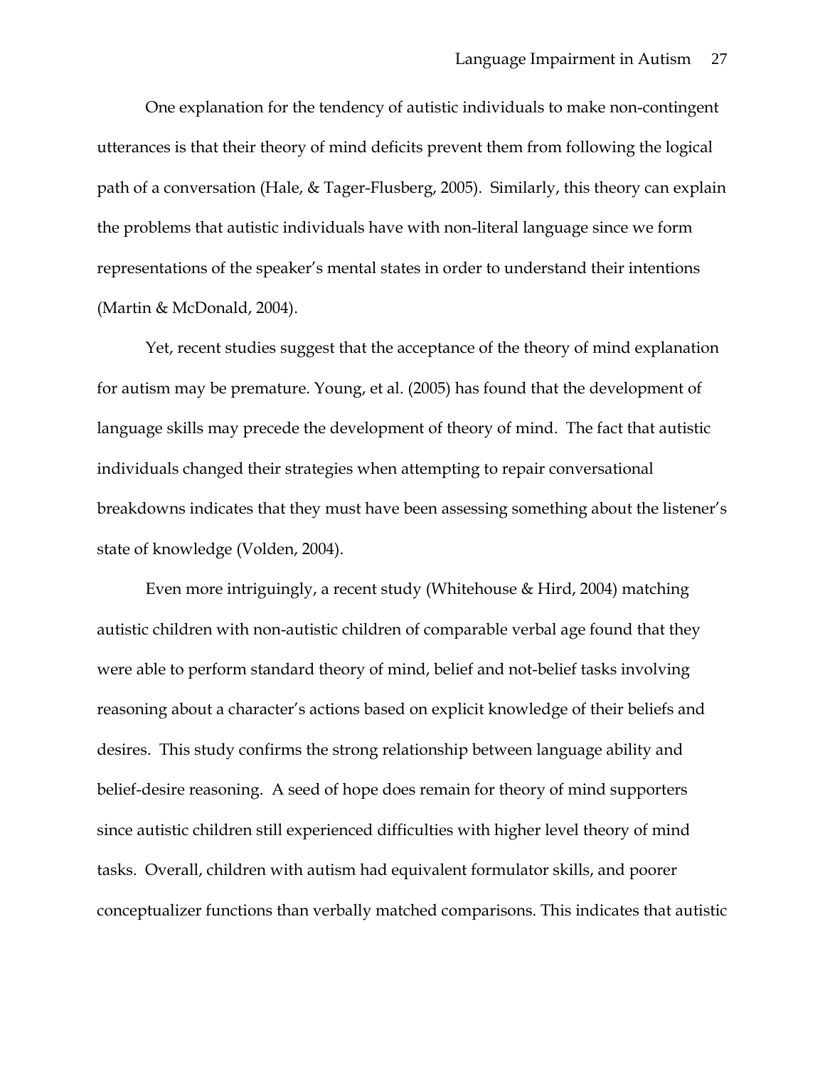One explanation for the tendency of autistic individuals to make non-contingent utterances is that their theory of mind deficits prevent them from following the logical path of a conversation (Hale, & Tager-Flusberg, 2005). Similarly, this theory can explain the problems that autistic individuals have with non-literal language since we form representations of the speaker's mental states in order to understand their intentions (Martin & McDonald, 2004).

Yet, recent studies suggest that the acceptance of the theory of mind explanation for autism may be premature. Young, et al. (2005) has found that the development of language skills may precede the development of theory of mind. The fact that autistic individuals changed their strategies when attempting to repair conversational breakdowns indicates that they must have been assessing something about the listener's state of knowledge (Volden, 2004).

Even more intriguingly, a recent study (Whitehouse & Hird, 2004) matching autistic children with non-autistic children of comparable verbal age found that they were able to perform standard theory of mind, belief and not-belief tasks involving reasoning about a character's actions based on explicit knowledge of their beliefs and desires. This study confirms the strong relationship between language ability and belief-desire reasoning. A seed of hope does remain for theory of mind supporters since autistic children still experienced difficulties with higher level theory of mind tasks. Overall, children with autism had equivalent formulator skills, and poorer conceptualizer functions than verbally matched comparisons. This indicates that autistic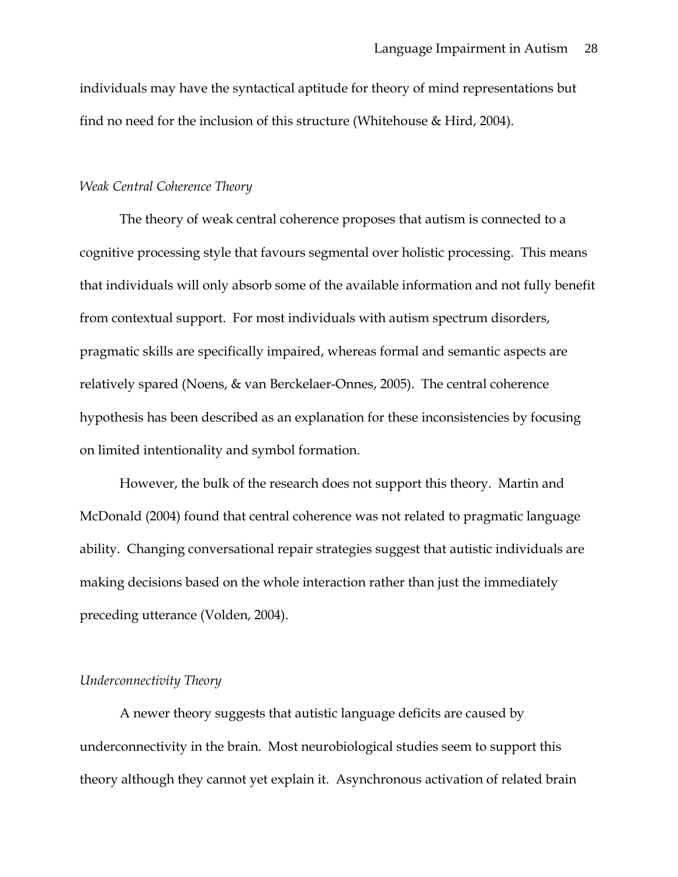individuals may have the syntactical aptitude for theory of mind representations but find no need for the inclusion of this structure (Whitehouse & Hird, 2004).

*Weak Central Coherence Theory*

The theory of weak central coherence proposes that autism is connected to a cognitive processing style that favours segmental over holistic processing. This means that individuals will only absorb some of the available information and not fully benefit from contextual support. For most individuals with autism spectrum disorders, pragmatic skills are specifically impaired, whereas formal and semantic aspects are relatively spared (Noens, & van Berckelaer-Onnes, 2005). The central coherence hypothesis has been described as an explanation for these inconsistencies by focusing on limited intentionality and symbol formation.

However, the bulk of the research does not support this theory. Martin and McDonald (2004) found that central coherence was not related to pragmatic language ability. Changing conversational repair strategies suggest that autistic individuals are making decisions based on the whole interaction rather than just the immediately preceding utterance (Volden, 2004).

*Underconnectivity Theory*

A newer theory suggests that autistic language deficits are caused by underconnectivity in the brain. Most neurobiological studies seem to support this theory although they cannot yet explain it. Asynchronous activation of related brain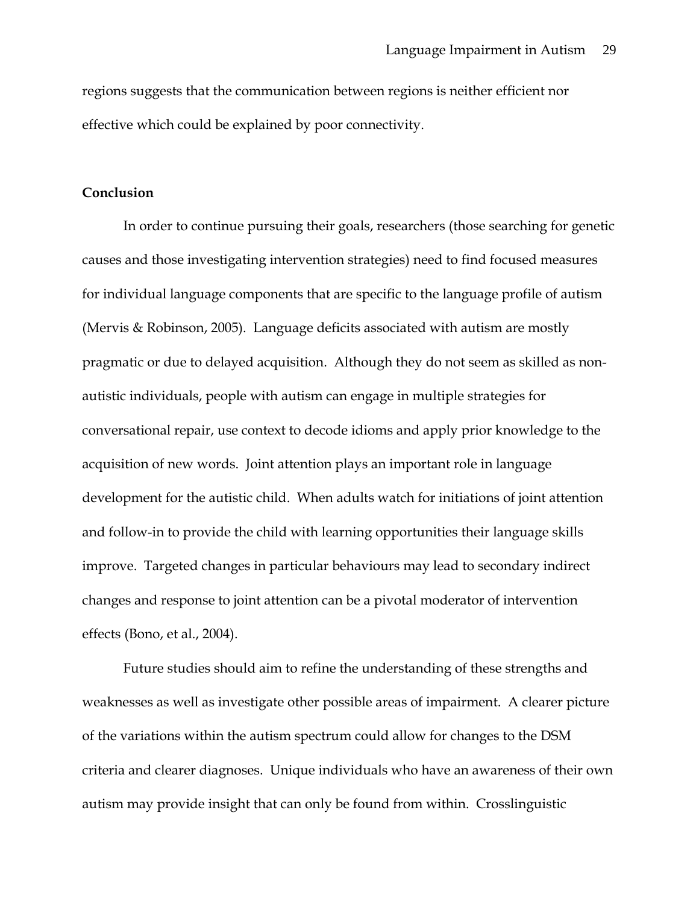regions suggests that the communication between regions is neither efficient nor effective which could be explained by poor connectivity.

**Conclusion**

In order to continue pursuing their goals, researchers (those searching for genetic causes and those investigating intervention strategies) need to find focused measures for individual language components that are specific to the language profile of autism (Mervis & Robinson, 2005). Language deficits associated with autism are mostly pragmatic or due to delayed acquisition. Although they do not seem as skilled as non-autistic individuals, people with autism can engage in multiple strategies for conversational repair, use context to decode idioms and apply prior knowledge to the acquisition of new words. Joint attention plays an important role in language development for the autistic child. When adults watch for initiations of joint attention and follow-in to provide the child with learning opportunities their language skills improve. Targeted changes in particular behaviours may lead to secondary indirect changes and response to joint attention can be a pivotal moderator of intervention effects (Bono, et al., 2004).

Future studies should aim to refine the understanding of these strengths and weaknesses as well as investigate other possible areas of impairment. A clearer picture of the variations within the autism spectrum could allow for changes to the DSM criteria and clearer diagnoses. Unique individuals who have an awareness of their own autism may provide insight that can only be found from within. Crosslinguistic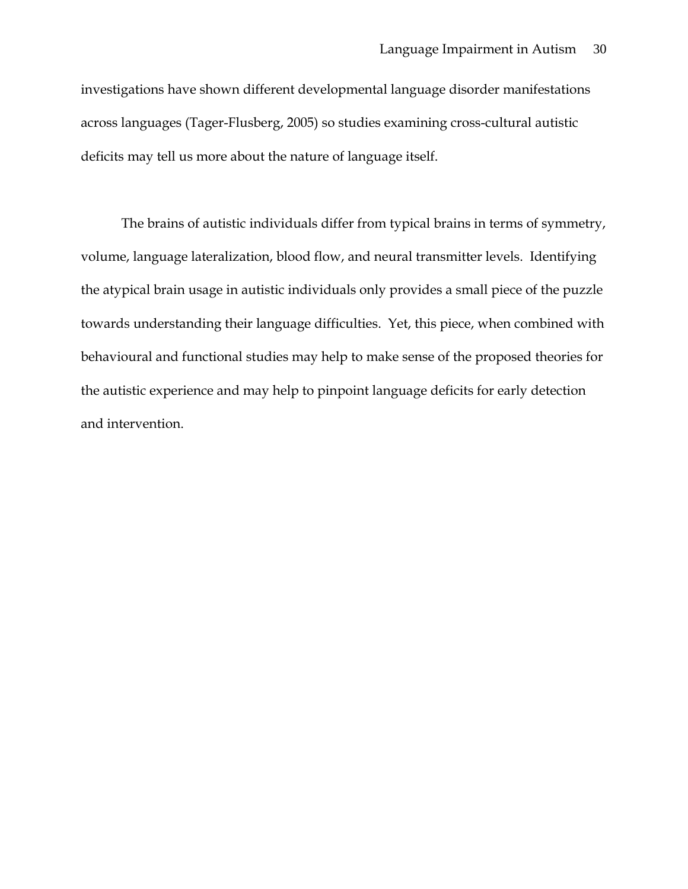investigations have shown different developmental language disorder manifestations across languages (Tager-Flusberg, 2005) so studies examining cross-cultural autistic deficits may tell us more about the nature of language itself.

The brains of autistic individuals differ from typical brains in terms of symmetry, volume, language lateralization, blood flow, and neural transmitter levels. Identifying the atypical brain usage in autistic individuals only provides a small piece of the puzzle towards understanding their language difficulties. Yet, this piece, when combined with behavioural and functional studies may help to make sense of the proposed theories for the autistic experience and may help to pinpoint language deficits for early detection and intervention.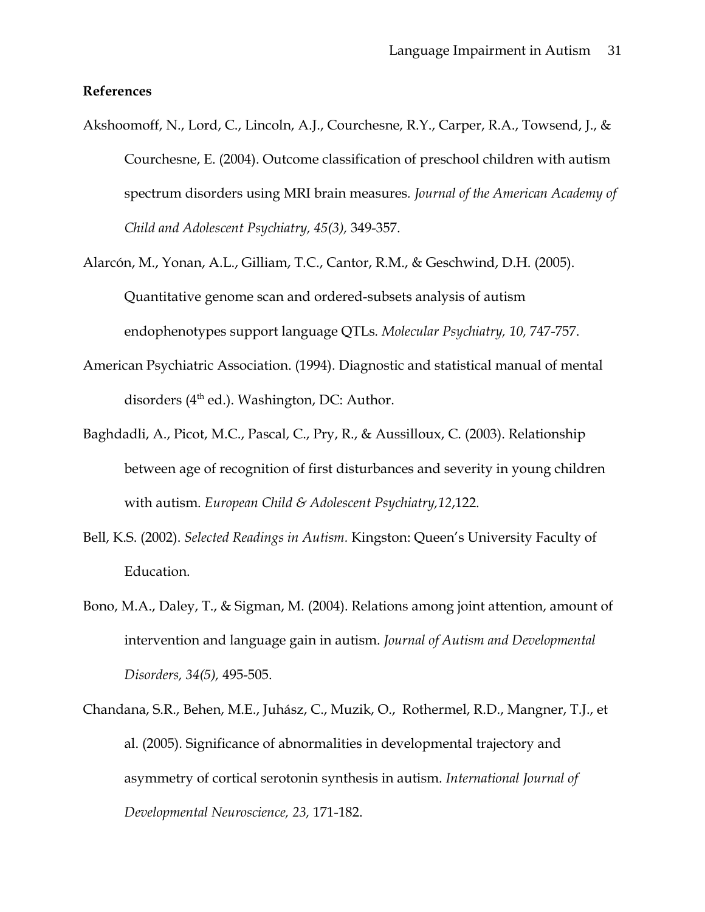**References**

Akshoomoff, N., Lord, C., Lincoln, A.J., Courchesne, R.Y., Carper, R.A., Towsend, J., & Courchesne, E. (2004). Outcome classification of preschool children with autism spectrum disorders using MRI brain measures. *Journal of the American Academy of Child and Adolescent Psychiatry, 45(3),* 349-357.

Alarcón, M., Yonan, A.L., Gilliam, T.C., Cantor, R.M., & Geschwind, D.H. (2005). Quantitative genome scan and ordered-subsets analysis of autism endophenotypes support language QTLs. *Molecular Psychiatry, 10,* 747-757.

American Psychiatric Association. (1994). Diagnostic and statistical manual of mental disorders (4th ed.). Washington, DC: Author.

Baghdadli, A., Picot, M.C., Pascal, C., Pry, R., & Aussilloux, C. (2003). Relationship between age of recognition of first disturbances and severity in young children with autism. *European Child & Adolescent Psychiatry,12*,122.

Bell, K.S. (2002). *Selected Readings in Autism.* Kingston: Queen's University Faculty of Education.

Bono, M.A., Daley, T., & Sigman, M. (2004). Relations among joint attention, amount of intervention and language gain in autism. *Journal of Autism and Developmental Disorders, 34(5),* 495-505.

Chandana, S.R., Behen, M.E., Juhász, C., Muzik, O., Rothermel, R.D., Mangner, T.J., et al. (2005). Significance of abnormalities in developmental trajectory and asymmetry of cortical serotonin synthesis in autism. *International Journal of Developmental Neuroscience, 23,* 171-182.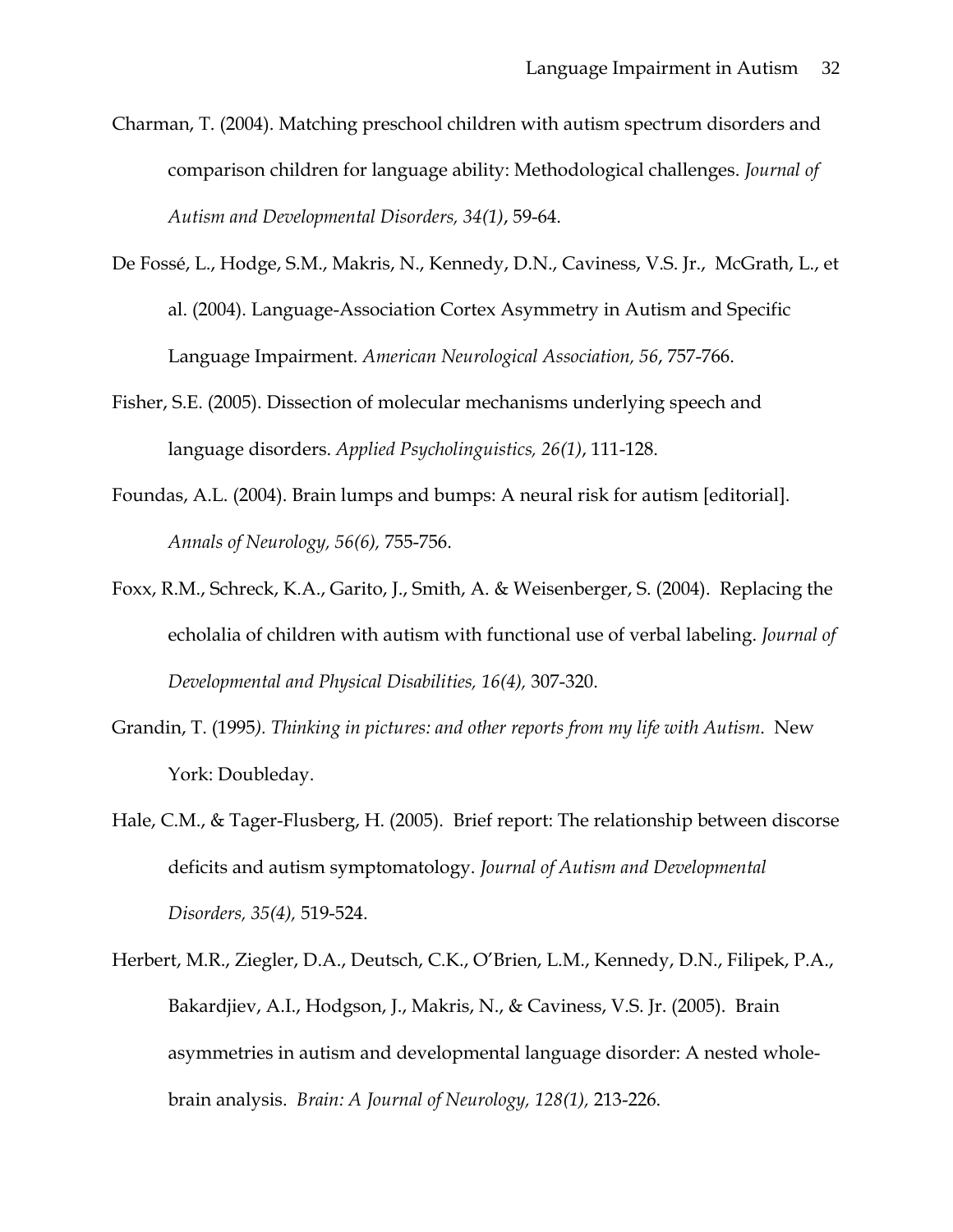Charman, T. (2004). Matching preschool children with autism spectrum disorders and comparison children for language ability: Methodological challenges. *Journal of Autism and Developmental Disorders, 34(1)*, 59-64.

De Fossé, L., Hodge, S.M., Makris, N., Kennedy, D.N., Caviness, V.S. Jr., McGrath, L., et al. (2004). Language-Association Cortex Asymmetry in Autism and Specific Language Impairment. *American Neurological Association, 56*, 757-766.

Fisher, S.E. (2005). Dissection of molecular mechanisms underlying speech and language disorders. *Applied Psycholinguistics, 26(1)*, 111-128.

Foundas, A.L. (2004). Brain lumps and bumps: A neural risk for autism [editorial]. *Annals of Neurology, 56(6),* 755-756.

Foxx, R.M., Schreck, K.A., Garito, J., Smith, A. & Weisenberger, S. (2004). Replacing the echolalia of children with autism with functional use of verbal labeling. *Journal of Developmental and Physical Disabilities, 16(4),* 307-320.

Grandin, T. (1995*). Thinking in pictures: and other reports from my life with Autism*. New York: Doubleday.

Hale, C.M., & Tager-Flusberg, H. (2005). Brief report: The relationship between discorse deficits and autism symptomatology. *Journal of Autism and Developmental Disorders, 35(4),* 519-524.

Herbert, M.R., Ziegler, D.A., Deutsch, C.K., O'Brien, L.M., Kennedy, D.N., Filipek, P.A., Bakardjiev, A.I., Hodgson, J., Makris, N., & Caviness, V.S. Jr. (2005). Brain asymmetries in autism and developmental language disorder: A nested whole-brain analysis. *Brain: A Journal of Neurology, 128(1),* 213-226.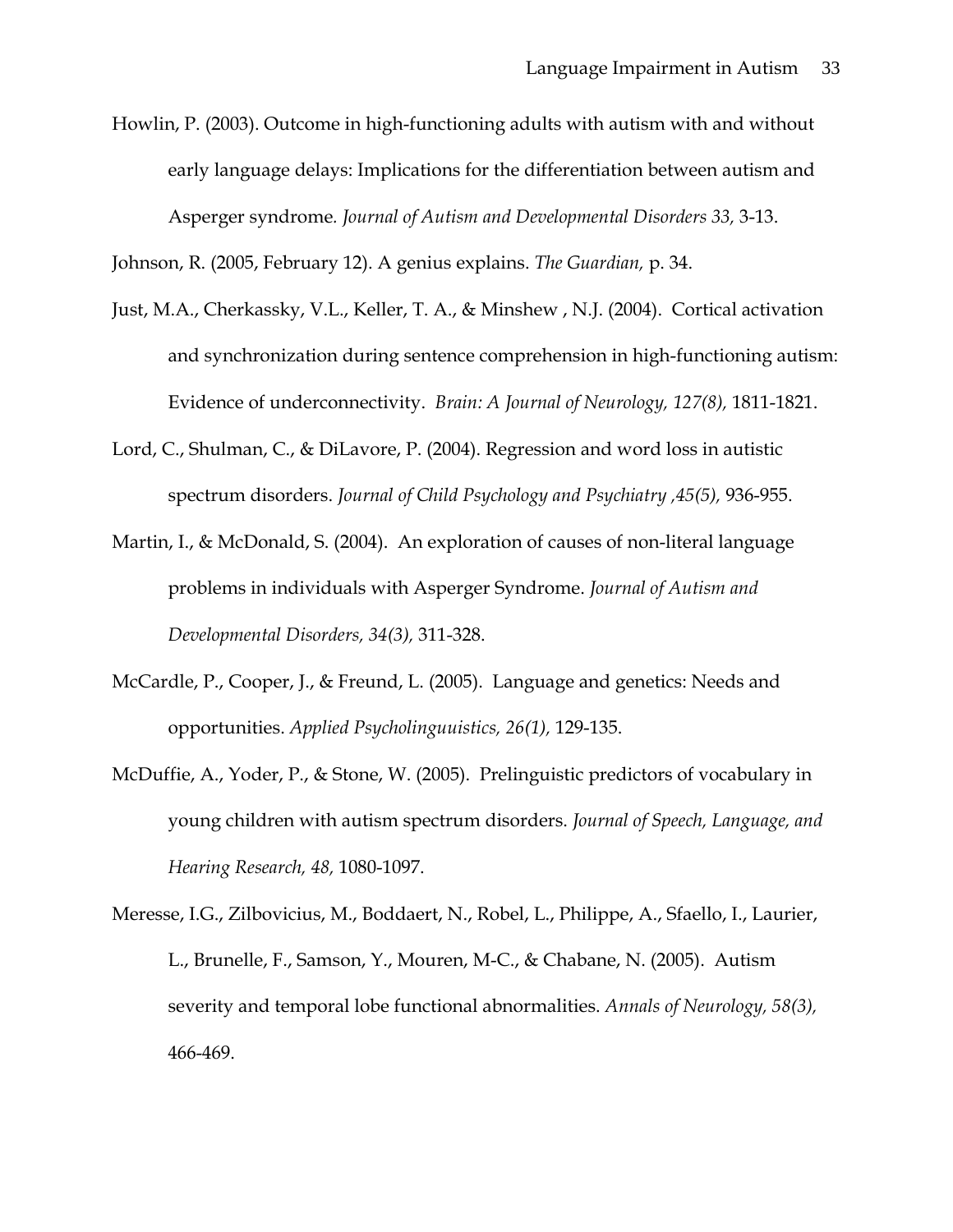Howlin, P. (2003). Outcome in high-functioning adults with autism with and without early language delays: Implications for the differentiation between autism and Asperger syndrome. *Journal of Autism and Developmental Disorders 33,* 3-13.

Johnson, R. (2005, February 12). A genius explains. *The Guardian,* p. 34.

Just, M.A., Cherkassky, V.L., Keller, T. A., & Minshew , N.J. (2004). Cortical activation and synchronization during sentence comprehension in high-functioning autism: Evidence of underconnectivity. *Brain: A Journal of Neurology, 127(8),* 1811-1821.

Lord, C., Shulman, C., & DiLavore, P. (2004). Regression and word loss in autistic spectrum disorders. *Journal of Child Psychology and Psychiatry ,45(5),* 936-955.

Martin, I., & McDonald, S. (2004). An exploration of causes of non-literal language problems in individuals with Asperger Syndrome. *Journal of Autism and Developmental Disorders, 34(3),* 311-328.

McCardle, P., Cooper, J., & Freund, L. (2005). Language and genetics: Needs and opportunities. *Applied Psycholinguuistics, 26(1),* 129-135.

McDuffie, A., Yoder, P., & Stone, W. (2005). Prelinguistic predictors of vocabulary in young children with autism spectrum disorders. *Journal of Speech, Language, and Hearing Research, 48,* 1080-1097.

Meresse, I.G., Zilbovicius, M., Boddaert, N., Robel, L., Philippe, A., Sfaello, I., Laurier, L., Brunelle, F., Samson, Y., Mouren, M-C., & Chabane, N. (2005). Autism severity and temporal lobe functional abnormalities. *Annals of Neurology, 58(3),* 466-469.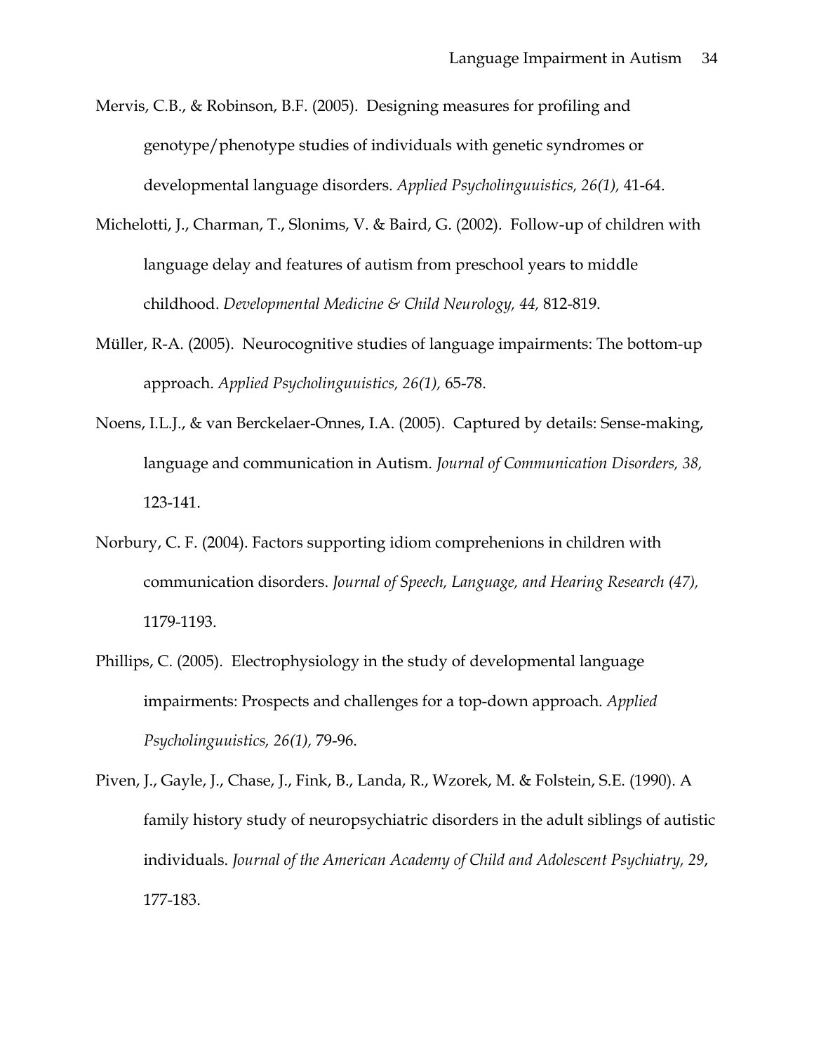Mervis, C.B., & Robinson, B.F. (2005). Designing measures for profiling and genotype/phenotype studies of individuals with genetic syndromes or developmental language disorders. *Applied Psycholinguuistics, 26(1),* 41-64.

Michelotti, J., Charman, T., Slonims, V. & Baird, G. (2002). Follow-up of children with language delay and features of autism from preschool years to middle childhood. *Developmental Medicine & Child Neurology, 44,* 812-819.

Müller, R-A. (2005). Neurocognitive studies of language impairments: The bottom-up approach. *Applied Psycholinguuistics, 26(1),* 65-78.

Noens, I.L.J., & van Berckelaer-Onnes, I.A. (2005). Captured by details: Sense-making, language and communication in Autism. *Journal of Communication Disorders, 38,* 123-141.

Norbury, C. F. (2004). Factors supporting idiom comprehenions in children with communication disorders. *Journal of Speech, Language, and Hearing Research (47),* 1179-1193.

Phillips, C. (2005). Electrophysiology in the study of developmental language impairments: Prospects and challenges for a top-down approach. *Applied Psycholinguuistics, 26(1),* 79-96.

Piven, J., Gayle, J., Chase, J., Fink, B., Landa, R., Wzorek, M. & Folstein, S.E. (1990). A family history study of neuropsychiatric disorders in the adult siblings of autistic individuals. *Journal of the American Academy of Child and Adolescent Psychiatry, 29*, 177-183.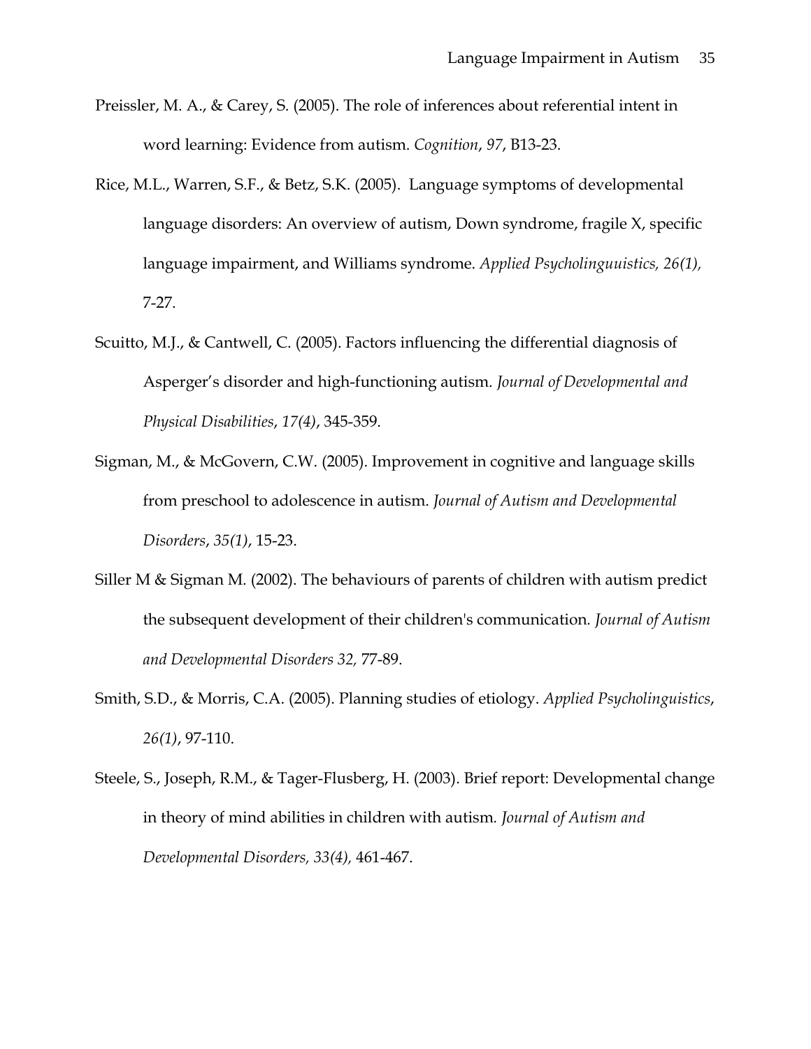Preissler, M. A., & Carey, S. (2005). The role of inferences about referential intent in word learning: Evidence from autism. *Cognition*, *97*, B13-23.

Rice, M.L., Warren, S.F., & Betz, S.K. (2005). Language symptoms of developmental language disorders: An overview of autism, Down syndrome, fragile X, specific language impairment, and Williams syndrome. *Applied Psycholinguuistics, 26(1),* 7-27.

Scuitto, M.J., & Cantwell, C. (2005). Factors influencing the differential diagnosis of Asperger's disorder and high-functioning autism. *Journal of Developmental and Physical Disabilities*, *17(4)*, 345-359.

Sigman, M., & McGovern, C.W. (2005). Improvement in cognitive and language skills from preschool to adolescence in autism. *Journal of Autism and Developmental Disorders*, *35(1)*, 15-23.

Siller M & Sigman M. (2002). The behaviours of parents of children with autism predict the subsequent development of their children's communication*. Journal of Autism and Developmental Disorders 32,* 77-89.

Smith, S.D., & Morris, C.A. (2005). Planning studies of etiology. *Applied Psycholinguistics*, *26(1)*, 97-110.

Steele, S., Joseph, R.M., & Tager-Flusberg, H. (2003). Brief report: Developmental change in theory of mind abilities in children with autism*. Journal of Autism and Developmental Disorders, 33(4),* 461-467.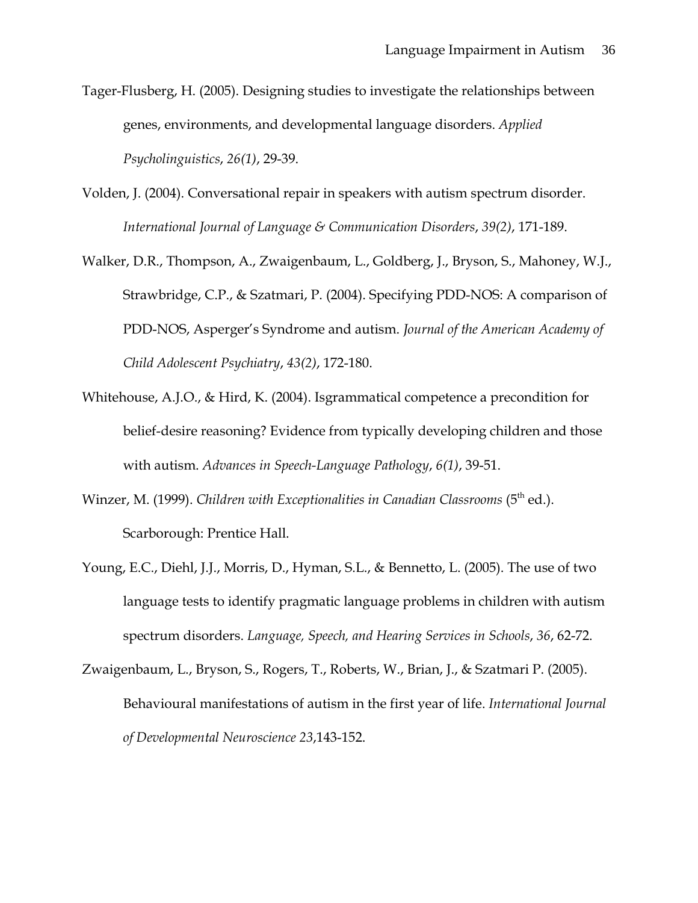Tager-Flusberg, H. (2005). Designing studies to investigate the relationships between genes, environments, and developmental language disorders. *Applied Psycholinguistics*, *26(1)*, 29-39.

Volden, J. (2004). Conversational repair in speakers with autism spectrum disorder. *International Journal of Language & Communication Disorders*, *39(2)*, 171-189.

Walker, D.R., Thompson, A., Zwaigenbaum, L., Goldberg, J., Bryson, S., Mahoney, W.J., Strawbridge, C.P., & Szatmari, P. (2004). Specifying PDD-NOS: A comparison of PDD-NOS, Asperger's Syndrome and autism. *Journal of the American Academy of Child Adolescent Psychiatry*, *43(2)*, 172-180.

Whitehouse, A.J.O., & Hird, K. (2004). Isgrammatical competence a precondition for belief-desire reasoning? Evidence from typically developing children and those with autism. *Advances in Speech-Language Pathology*, *6(1)*, 39-51.

Winzer, M. (1999). *Children with Exceptionalities in Canadian Classrooms* (5th ed.). Scarborough: Prentice Hall.

Young, E.C., Diehl, J.J., Morris, D., Hyman, S.L., & Bennetto, L. (2005). The use of two language tests to identify pragmatic language problems in children with autism spectrum disorders. *Language, Speech, and Hearing Services in Schools*, *36*, 62-72.

Zwaigenbaum, L., Bryson, S., Rogers, T., Roberts, W., Brian, J., & Szatmari P. (2005). Behavioural manifestations of autism in the first year of life. *International Journal of Developmental Neuroscience 23*,143-152.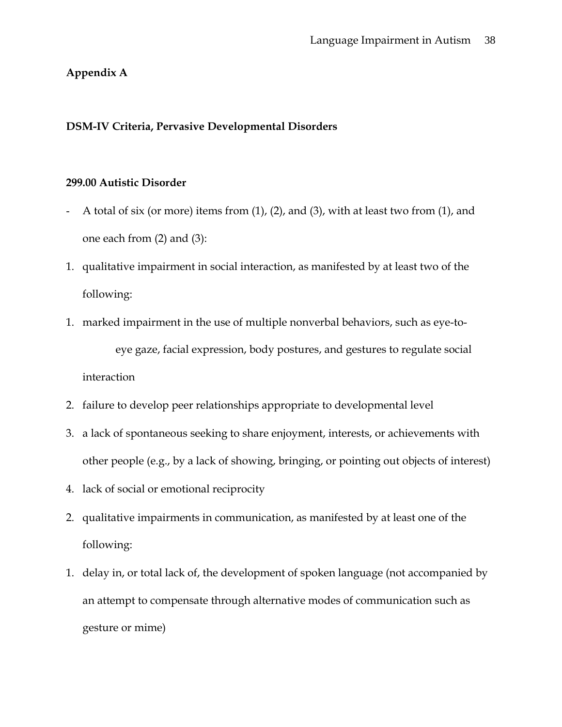**Appendix A**

**DSM-IV Criteria, Pervasive Developmental Disorders**

**299.00 Autistic Disorder**

- A total of six (or more) items from (1), (2), and (3), with at least two from (1), and one each from (2) and (3):

1. qualitative impairment in social interaction, as manifested by at least two of the following:

1. marked impairment in the use of multiple nonverbal behaviors, such as eye-to-eye gaze, facial expression, body postures, and gestures to regulate social interaction
2. failure to develop peer relationships appropriate to developmental level
3. a lack of spontaneous seeking to share enjoyment, interests, or achievements with other people (e.g., by a lack of showing, bringing, or pointing out objects of interest)
4. lack of social or emotional reciprocity

2. qualitative impairments in communication, as manifested by at least one of the following:

1. delay in, or total lack of, the development of spoken language (not accompanied by an attempt to compensate through alternative modes of communication such as gesture or mime)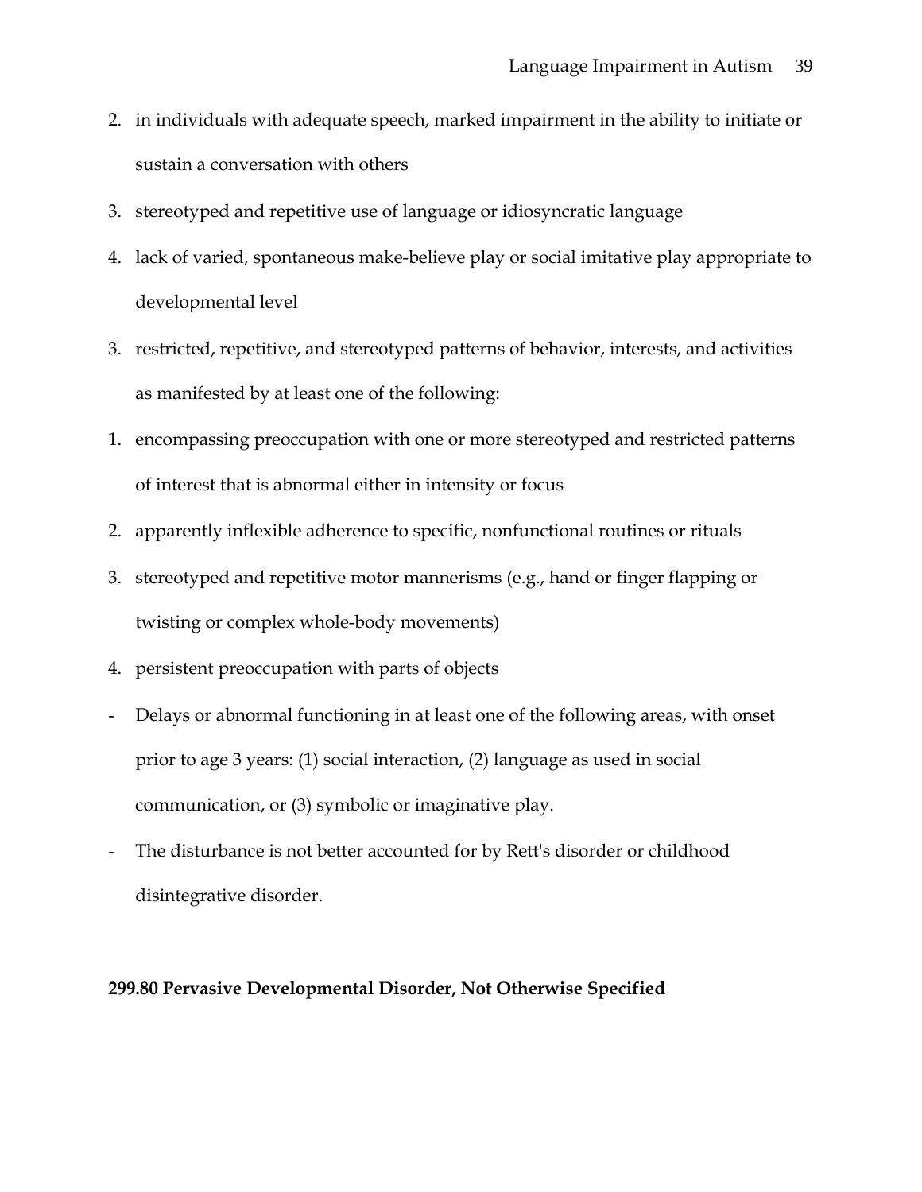2. in individuals with adequate speech, marked impairment in the ability to initiate or sustain a conversation with others
3. stereotyped and repetitive use of language or idiosyncratic language
4. lack of varied, spontaneous make-believe play or social imitative play appropriate to developmental level

3. restricted, repetitive, and stereotyped patterns of behavior, interests, and activities as manifested by at least one of the following:

1. encompassing preoccupation with one or more stereotyped and restricted patterns of interest that is abnormal either in intensity or focus
2. apparently inflexible adherence to specific, nonfunctional routines or rituals
3. stereotyped and repetitive motor mannerisms (e.g., hand or finger flapping or twisting or complex whole-body movements)
4. persistent preoccupation with parts of objects

- Delays or abnormal functioning in at least one of the following areas, with onset prior to age 3 years: (1) social interaction, (2) language as used in social communication, or (3) symbolic or imaginative play.
- The disturbance is not better accounted for by Rett's disorder or childhood disintegrative disorder.

**299.80 Pervasive Developmental Disorder, Not Otherwise Specified**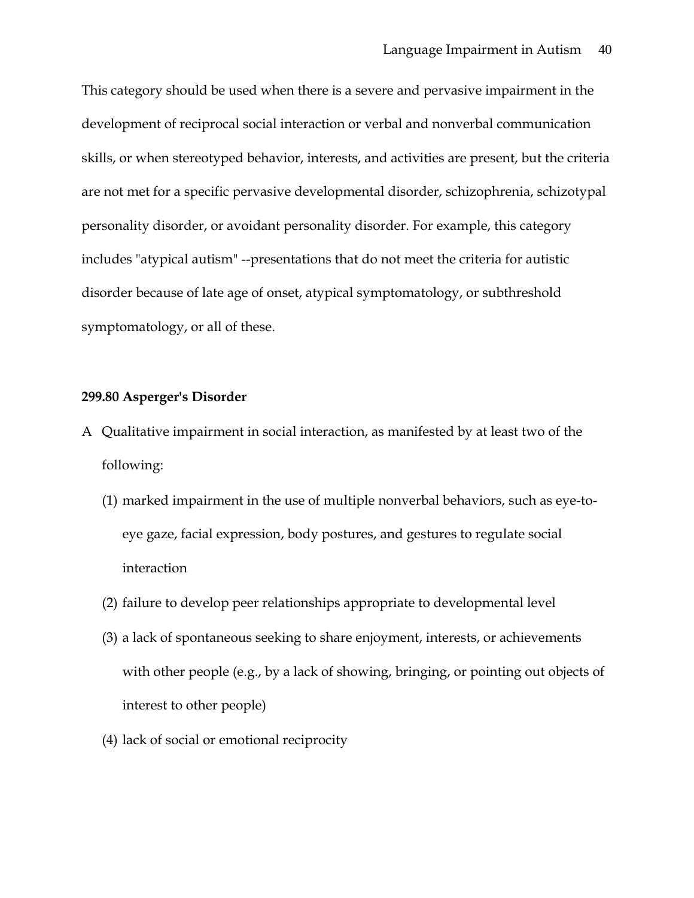This category should be used when there is a severe and pervasive impairment in the development of reciprocal social interaction or verbal and nonverbal communication skills, or when stereotyped behavior, interests, and activities are present, but the criteria are not met for a specific pervasive developmental disorder, schizophrenia, schizotypal personality disorder, or avoidant personality disorder. For example, this category includes "atypical autism" --presentations that do not meet the criteria for autistic disorder because of late age of onset, atypical symptomatology, or subthreshold symptomatology, or all of these.

**299.80 Asperger's Disorder**

A Qualitative impairment in social interaction, as manifested by at least two of the following:

(1) marked impairment in the use of multiple nonverbal behaviors, such as eye-to-eye gaze, facial expression, body postures, and gestures to regulate social interaction

(2) failure to develop peer relationships appropriate to developmental level

(3) a lack of spontaneous seeking to share enjoyment, interests, or achievements with other people (e.g., by a lack of showing, bringing, or pointing out objects of interest to other people)

(4) lack of social or emotional reciprocity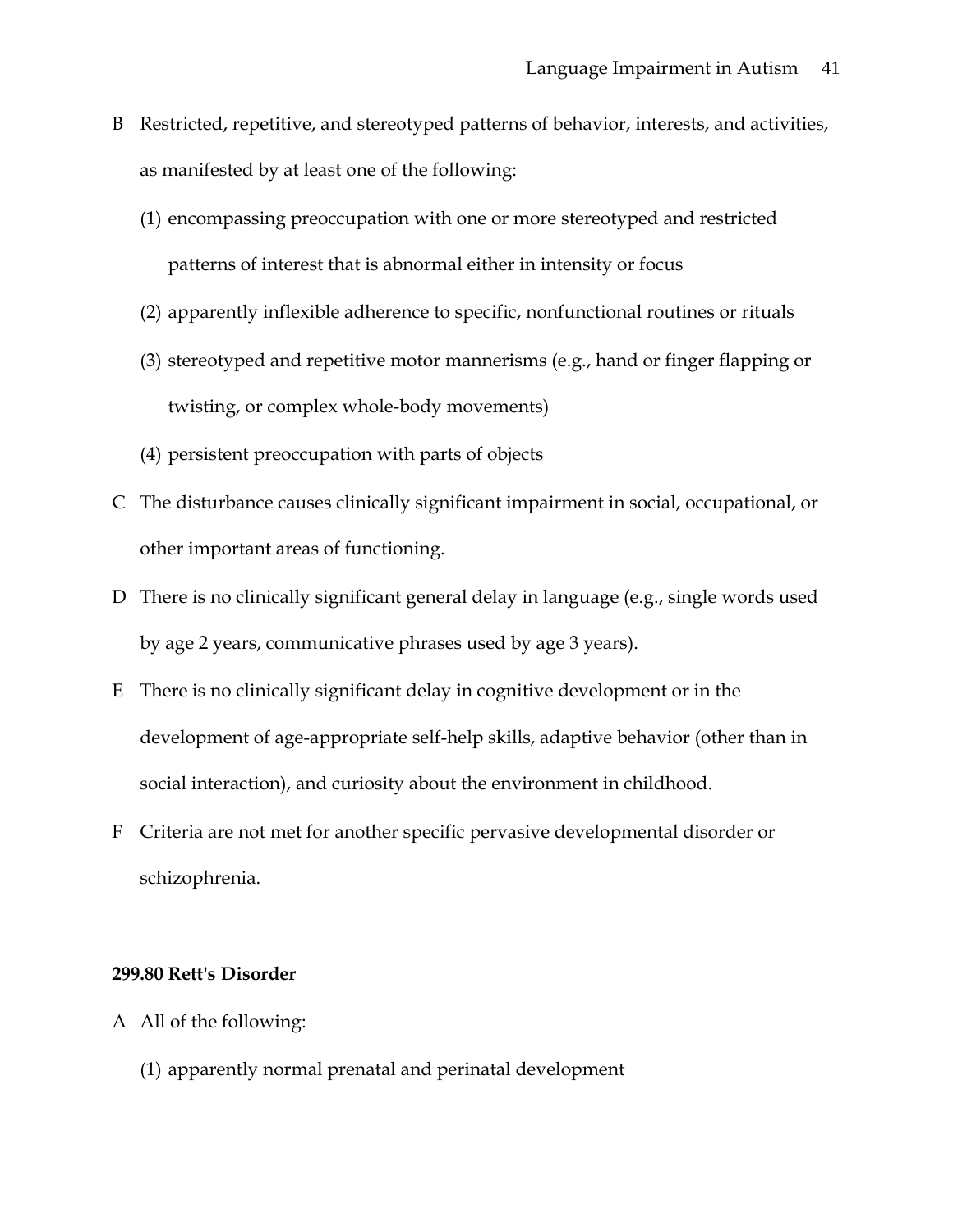B Restricted, repetitive, and stereotyped patterns of behavior, interests, and activities, as manifested by at least one of the following:

  (1) encompassing preoccupation with one or more stereotyped and restricted patterns of interest that is abnormal either in intensity or focus

  (2) apparently inflexible adherence to specific, nonfunctional routines or rituals

  (3) stereotyped and repetitive motor mannerisms (e.g., hand or finger flapping or twisting, or complex whole-body movements)

  (4) persistent preoccupation with parts of objects

C The disturbance causes clinically significant impairment in social, occupational, or other important areas of functioning.

D There is no clinically significant general delay in language (e.g., single words used by age 2 years, communicative phrases used by age 3 years).

E There is no clinically significant delay in cognitive development or in the development of age-appropriate self-help skills, adaptive behavior (other than in social interaction), and curiosity about the environment in childhood.

F Criteria are not met for another specific pervasive developmental disorder or schizophrenia.

**299.80 Rett's Disorder**

A All of the following:

  (1) apparently normal prenatal and perinatal development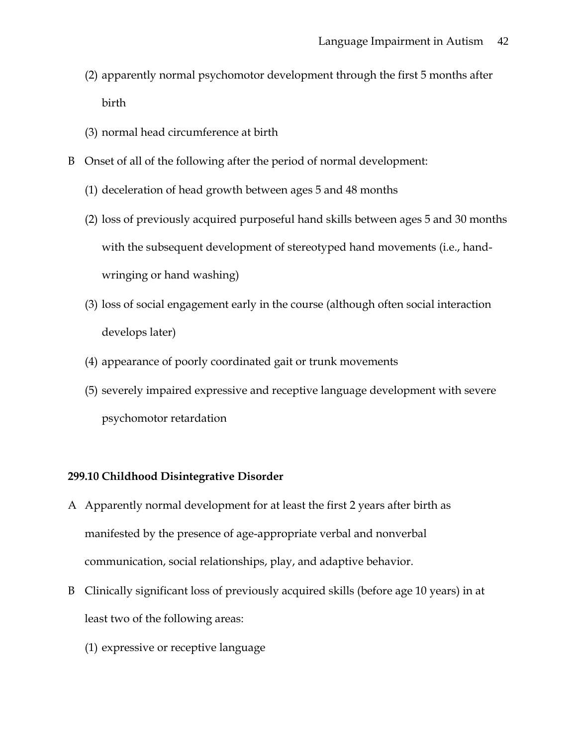(2) apparently normal psychomotor development through the first 5 months after birth

(3) normal head circumference at birth

B Onset of all of the following after the period of normal development:

(1) deceleration of head growth between ages 5 and 48 months

(2) loss of previously acquired purposeful hand skills between ages 5 and 30 months with the subsequent development of stereotyped hand movements (i.e., hand-wringing or hand washing)

(3) loss of social engagement early in the course (although often social interaction develops later)

(4) appearance of poorly coordinated gait or trunk movements

(5) severely impaired expressive and receptive language development with severe psychomotor retardation

**299.10 Childhood Disintegrative Disorder**

A Apparently normal development for at least the first 2 years after birth as manifested by the presence of age-appropriate verbal and nonverbal communication, social relationships, play, and adaptive behavior.

B Clinically significant loss of previously acquired skills (before age 10 years) in at least two of the following areas:

(1) expressive or receptive language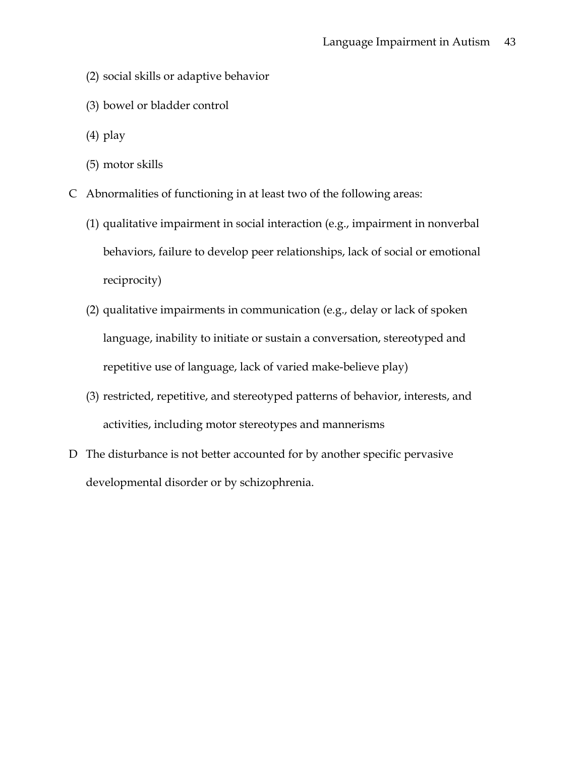(2) social skills or adaptive behavior

(3) bowel or bladder control

(4) play

(5) motor skills

C Abnormalities of functioning in at least two of the following areas:

(1) qualitative impairment in social interaction (e.g., impairment in nonverbal behaviors, failure to develop peer relationships, lack of social or emotional reciprocity)

(2) qualitative impairments in communication (e.g., delay or lack of spoken language, inability to initiate or sustain a conversation, stereotyped and repetitive use of language, lack of varied make-believe play)

(3) restricted, repetitive, and stereotyped patterns of behavior, interests, and activities, including motor stereotypes and mannerisms

D The disturbance is not better accounted for by another specific pervasive developmental disorder or by schizophrenia.